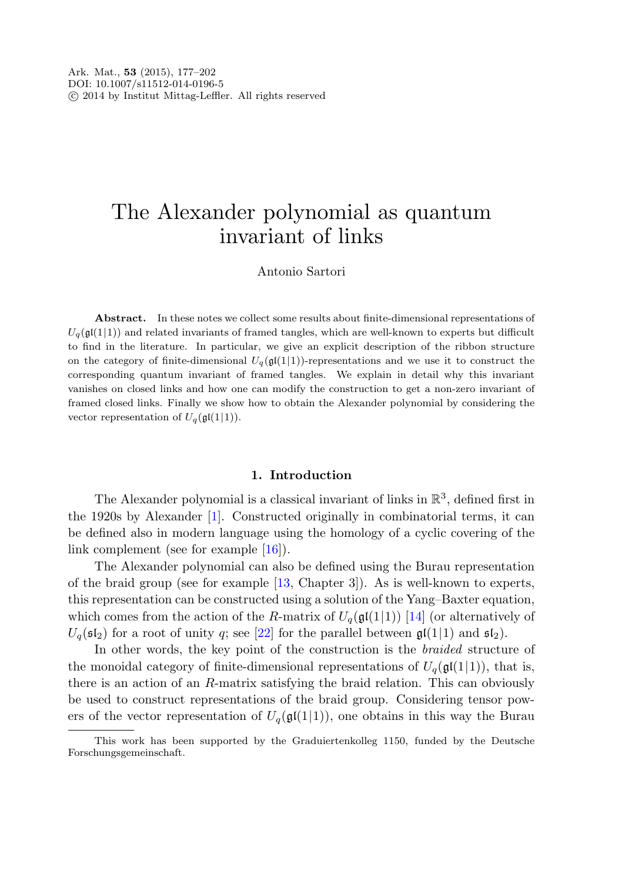# The Alexander polynomial as quantum invariant of links

Antonio Sartori

**Abstract.** In these notes we collect some results about finite-dimensional representations of $U_q(\mathfrak{gl}(1|1))$ and related invariants of framed tangles, which are well-known to experts but difficult to find in the literature. In particular, we give an explicit description of the ribbon structure on the category of finite-dimensional $U_q(\mathfrak{gl}(1|1))$-representations and we use it to construct the corresponding quantum invariant of framed tangles. We explain in detail why this invariant vanishes on closed links and how one can modify the construction to get a non-zero invariant of framed closed links. Finally we show how to obtain the Alexander polynomial by considering the vector representation of $U_q(\mathfrak{gl}(1|1))$.

## 1. Introduction

The Alexander polynomial is a classical invariant of links in $\mathbb{R}^3$, defined first in the 1920s by Alexander [1]. Constructed originally in combinatorial terms, it can be defined also in modern language using the homology of a cyclic covering of the link complement (see for example [16]).

The Alexander polynomial can also be defined using the Burau representation of the braid group (see for example [13, Chapter 3]). As is well-known to experts, this representation can be constructed using a solution of the Yang–Baxter equation, which comes from the action of the $R$-matrix of $U_q(\mathfrak{gl}(1|1))$ [14] (or alternatively of $U_q(\mathfrak{sl}_2)$ for a root of unity $q$; see [22] for the parallel between $\mathfrak{gl}(1|1)$ and $\mathfrak{sl}_2$).

In other words, the key point of the construction is the *braided* structure of the monoidal category of finite-dimensional representations of $U_q(\mathfrak{gl}(1|1))$, that is, there is an action of an $R$-matrix satisfying the braid relation. This can obviously be used to construct representations of the braid group. Considering tensor powers of the vector representation of $U_q(\mathfrak{gl}(1|1))$, one obtains in this way the Burau

This work has been supported by the Graduiertenkolleg 1150, funded by the Deutsche Forschungsgemeinschaft.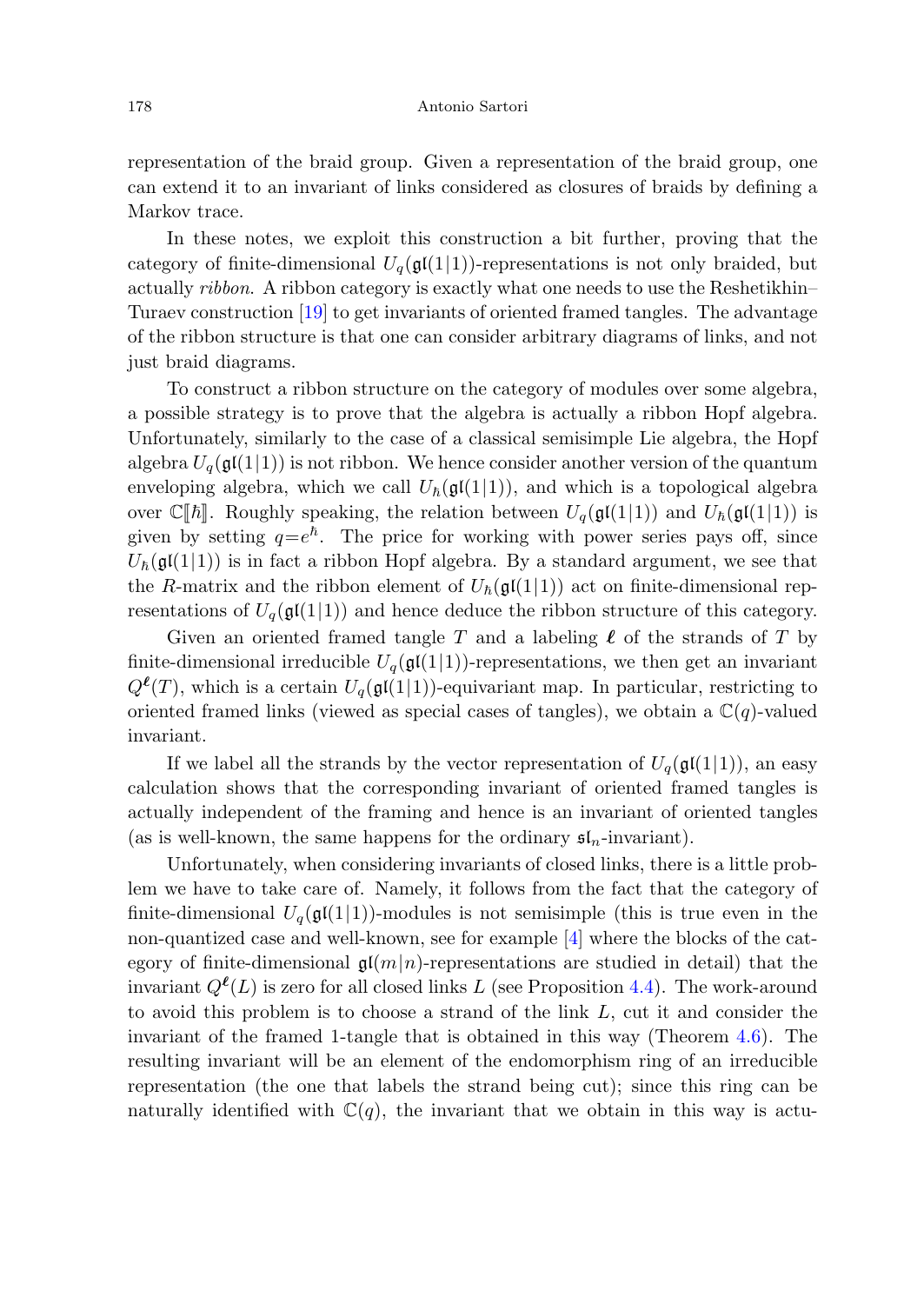representation of the braid group. Given a representation of the braid group, one can extend it to an invariant of links considered as closures of braids by defining a Markov trace.

In these notes, we exploit this construction a bit further, proving that the category of finite-dimensional $U_q(\mathfrak{gl}(1|1))$-representations is not only braided, but actually *ribbon*. A ribbon category is exactly what one needs to use the Reshetikhin–Turaev construction [19] to get invariants of oriented framed tangles. The advantage of the ribbon structure is that one can consider arbitrary diagrams of links, and not just braid diagrams.

To construct a ribbon structure on the category of modules over some algebra, a possible strategy is to prove that the algebra is actually a ribbon Hopf algebra. Unfortunately, similarly to the case of a classical semisimple Lie algebra, the Hopf algebra $U_q(\mathfrak{gl}(1|1))$ is not ribbon. We hence consider another version of the quantum enveloping algebra, which we call $U_\hbar(\mathfrak{gl}(1|1))$, and which is a topological algebra over $\mathbb{C}[\![\hbar]\!]$. Roughly speaking, the relation between $U_q(\mathfrak{gl}(1|1))$ and $U_\hbar(\mathfrak{gl}(1|1))$ is given by setting $q=e^\hbar$. The price for working with power series pays off, since $U_\hbar(\mathfrak{gl}(1|1))$ is in fact a ribbon Hopf algebra. By a standard argument, we see that the $R$-matrix and the ribbon element of $U_\hbar(\mathfrak{gl}(1|1))$ act on finite-dimensional representations of $U_q(\mathfrak{gl}(1|1))$ and hence deduce the ribbon structure of this category.

Given an oriented framed tangle $T$ and a labeling $\boldsymbol{\ell}$ of the strands of $T$ by finite-dimensional irreducible $U_q(\mathfrak{gl}(1|1))$-representations, we then get an invariant $Q^{\boldsymbol{\ell}}(T)$, which is a certain $U_q(\mathfrak{gl}(1|1))$-equivariant map. In particular, restricting to oriented framed links (viewed as special cases of tangles), we obtain a $\mathbb{C}(q)$-valued invariant.

If we label all the strands by the vector representation of $U_q(\mathfrak{gl}(1|1))$, an easy calculation shows that the corresponding invariant of oriented framed tangles is actually independent of the framing and hence is an invariant of oriented tangles (as is well-known, the same happens for the ordinary $\mathfrak{sl}_n$-invariant).

Unfortunately, when considering invariants of closed links, there is a little problem we have to take care of. Namely, it follows from the fact that the category of finite-dimensional $U_q(\mathfrak{gl}(1|1))$-modules is not semisimple (this is true even in the non-quantized case and well-known, see for example [4] where the blocks of the category of finite-dimensional $\mathfrak{gl}(m|n)$-representations are studied in detail) that the invariant $Q^{\boldsymbol{\ell}}(L)$ is zero for all closed links $L$ (see Proposition 4.4). The work-around to avoid this problem is to choose a strand of the link $L$, cut it and consider the invariant of the framed 1-tangle that is obtained in this way (Theorem 4.6). The resulting invariant will be an element of the endomorphism ring of an irreducible representation (the one that labels the strand being cut); since this ring can be naturally identified with $\mathbb{C}(q)$, the invariant that we obtain in this way is actu-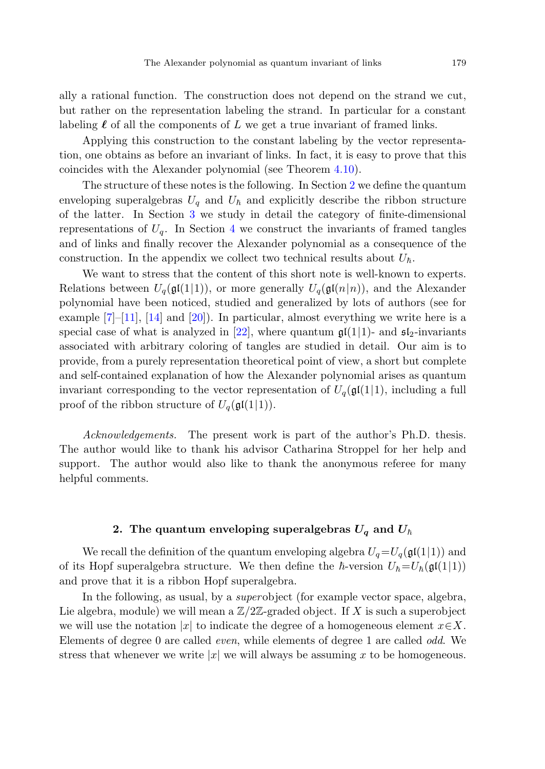ally a rational function. The construction does not depend on the strand we cut, but rather on the representation labeling the strand. In particular for a constant labeling $\boldsymbol{\ell}$ of all the components of $L$ we get a true invariant of framed links.

Applying this construction to the constant labeling by the vector representation, one obtains as before an invariant of links. In fact, it is easy to prove that this coincides with the Alexander polynomial (see Theorem 4.10).

The structure of these notes is the following. In Section 2 we define the quantum enveloping superalgebras $U_q$ and $U_\hbar$ and explicitly describe the ribbon structure of the latter. In Section 3 we study in detail the category of finite-dimensional representations of $U_q$. In Section 4 we construct the invariants of framed tangles and of links and finally recover the Alexander polynomial as a consequence of the construction. In the appendix we collect two technical results about $U_\hbar$.

We want to stress that the content of this short note is well-known to experts. Relations between $U_q(\mathfrak{gl}(1|1))$, or more generally $U_q(\mathfrak{gl}(n|n))$, and the Alexander polynomial have been noticed, studied and generalized by lots of authors (see for example [7]–[11], [14] and [20]). In particular, almost everything we write here is a special case of what is analyzed in [22], where quantum $\mathfrak{gl}(1|1)$- and $\mathfrak{sl}_2$-invariants associated with arbitrary coloring of tangles are studied in detail. Our aim is to provide, from a purely representation theoretical point of view, a short but complete and self-contained explanation of how the Alexander polynomial arises as quantum invariant corresponding to the vector representation of $U_q(\mathfrak{gl}(1|1)$, including a full proof of the ribbon structure of $U_q(\mathfrak{gl}(1|1))$.

*Acknowledgements.* The present work is part of the author's Ph.D. thesis. The author would like to thank his advisor Catharina Stroppel for her help and support. The author would also like to thank the anonymous referee for many helpful comments.

## 2. The quantum enveloping superalgebras $U_q$ and $U_\hbar$

We recall the definition of the quantum enveloping algebra $U_q = U_q(\mathfrak{gl}(1|1))$ and of its Hopf superalgebra structure. We then define the $\hbar$-version $U_\hbar = U_\hbar(\mathfrak{gl}(1|1))$ and prove that it is a ribbon Hopf superalgebra.

In the following, as usual, by a *super*object (for example vector space, algebra, Lie algebra, module) we will mean a $\mathbb{Z}/2\mathbb{Z}$-graded object. If $X$ is such a superobject we will use the notation $|x|$ to indicate the degree of a homogeneous element $x \in X$. Elements of degree 0 are called *even*, while elements of degree 1 are called *odd*. We stress that whenever we write $|x|$ we will always be assuming $x$ to be homogeneous.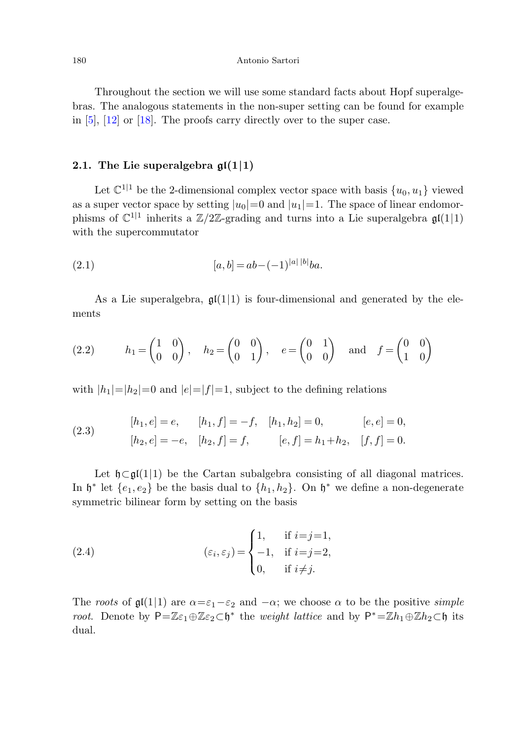Throughout the section we will use some standard facts about Hopf superalgebras. The analogous statements in the non-super setting can be found for example in [5], [12] or [18]. The proofs carry directly over to the super case.

### 2.1. The Lie superalgebra $\mathfrak{gl}(1|1)$

Let $\mathbb{C}^{1|1}$ be the 2-dimensional complex vector space with basis $\{u_0, u_1\}$ viewed as a super vector space by setting $|u_0|=0$ and $|u_1|=1$. The space of linear endomorphisms of $\mathbb{C}^{1|1}$ inherits a $\mathbb{Z}/2\mathbb{Z}$-grading and turns into a Lie superalgebra $\mathfrak{gl}(1|1)$ with the supercommutator

$$[a,b] = ab - (-1)^{|a|\,|b|} ba. \tag{2.1}$$

As a Lie superalgebra, $\mathfrak{gl}(1|1)$ is four-dimensional and generated by the elements

$$h_1 = \begin{pmatrix} 1 & 0 \\ 0 & 0 \end{pmatrix}, \quad h_2 = \begin{pmatrix} 0 & 0 \\ 0 & 1 \end{pmatrix}, \quad e = \begin{pmatrix} 0 & 1 \\ 0 & 0 \end{pmatrix} \quad \text{and} \quad f = \begin{pmatrix} 0 & 0 \\ 1 & 0 \end{pmatrix} \tag{2.2}$$

with $|h_1|=|h_2|=0$ and $|e|=|f|=1$, subject to the defining relations

$$\begin{aligned} &[h_1, e] = e, \quad &&[h_1, f] = -f, \quad &&[h_1, h_2] = 0, \quad &&[e,e] = 0, \\ &[h_2, e] = -e, \quad &&[h_2, f] = f, \quad &&[e, f] = h_1 + h_2, \quad &&[f,f] = 0. \end{aligned} \tag{2.3}$$

Let $\mathfrak{h} \subset \mathfrak{gl}(1|1)$ be the Cartan subalgebra consisting of all diagonal matrices. In $\mathfrak{h}^*$ let $\{e_1, e_2\}$ be the basis dual to $\{h_1, h_2\}$. On $\mathfrak{h}^*$ we define a non-degenerate symmetric bilinear form by setting on the basis

$$(\varepsilon_i, \varepsilon_j) = \begin{cases} 1, & \text{if } i=j=1, \\ -1, & \text{if } i=j=2, \\ 0, & \text{if } i \neq j. \end{cases} \tag{2.4}$$

The *roots* of $\mathfrak{gl}(1|1)$ are $\alpha = \varepsilon_1 - \varepsilon_2$ and $-\alpha$; we choose $\alpha$ to be the positive *simple root*. Denote by $\mathsf{P} = \mathbb{Z}\varepsilon_1 \oplus \mathbb{Z}\varepsilon_2 \subset \mathfrak{h}^*$ the *weight lattice* and by $\mathsf{P}^* = \mathbb{Z}h_1 \oplus \mathbb{Z}h_2 \subset \mathfrak{h}$ its dual.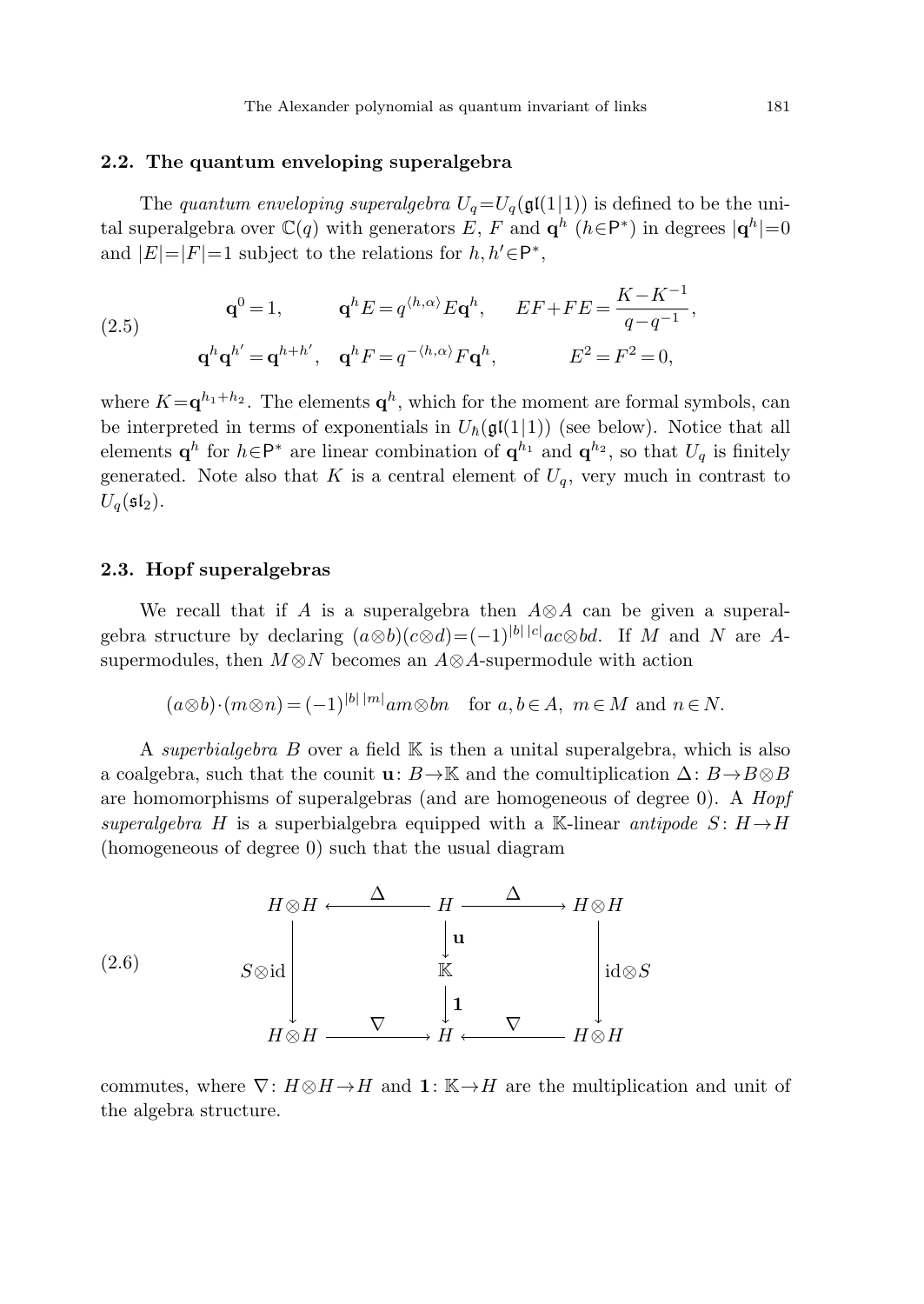### 2.2. The quantum enveloping superalgebra

The *quantum enveloping superalgebra* $U_q = U_q(\mathfrak{gl}(1|1))$ is defined to be the unital superalgebra over $\mathbb{C}(q)$ with generators $E$, $F$ and $\mathbf{q}^h$ ($h \in \mathsf{P}^*$) in degrees $|\mathbf{q}^h| = 0$ and $|E| = |F| = 1$ subject to the relations for $h, h' \in \mathsf{P}^*$,

$$
\begin{aligned}
&\mathbf{q}^0 = 1, \qquad && \mathbf{q}^h E = q^{\langle h, \alpha \rangle} E \mathbf{q}^h, \qquad && EF + FE = \frac{K - K^{-1}}{q - q^{-1}}, \\
&\mathbf{q}^h \mathbf{q}^{h'} = \mathbf{q}^{h+h'}, \quad && \mathbf{q}^h F = q^{-\langle h, \alpha \rangle} F \mathbf{q}^h, \qquad && E^2 = F^2 = 0,
\end{aligned}
\tag{2.5}
$$

where $K = \mathbf{q}^{h_1 + h_2}$. The elements $\mathbf{q}^h$, which for the moment are formal symbols, can be interpreted in terms of exponentials in $U_\hbar(\mathfrak{gl}(1|1))$ (see below). Notice that all elements $\mathbf{q}^h$ for $h \in \mathsf{P}^*$ are linear combination of $\mathbf{q}^{h_1}$ and $\mathbf{q}^{h_2}$, so that $U_q$ is finitely generated. Note also that $K$ is a central element of $U_q$, very much in contrast to $U_q(\mathfrak{sl}_2)$.

### 2.3. Hopf superalgebras

We recall that if $A$ is a superalgebra then $A \otimes A$ can be given a superalgebra structure by declaring $(a \otimes b)(c \otimes d) = (-1)^{|b|\,|c|} ac \otimes bd$. If $M$ and $N$ are $A$-supermodules, then $M \otimes N$ becomes an $A \otimes A$-supermodule with action

$$
(a \otimes b) \cdot (m \otimes n) = (-1)^{|b|\,|m|} am \otimes bn \quad \text{for } a, b \in A,\ m \in M \text{ and } n \in N.
$$

A *superbialgebra* $B$ over a field $\mathbb{K}$ is then a unital superalgebra, which is also a coalgebra, such that the counit $\mathbf{u} \colon B \to \mathbb{K}$ and the comultiplication $\Delta \colon B \to B \otimes B$ are homomorphisms of superalgebras (and are homogeneous of degree 0). A *Hopf superalgebra* $H$ is a superbialgebra equipped with a $\mathbb{K}$-linear *antipode* $S \colon H \to H$ (homogeneous of degree 0) such that the usual diagram

$$
\begin{array}{ccccc}
H \otimes H & \xleftarrow{\ \Delta\ } & H & \xrightarrow{\ \Delta\ } & H \otimes H \\
\Big\downarrow {\scriptstyle S \otimes \mathrm{id}} & & \Big\downarrow {\scriptstyle \mathbf{u}} & & \Big\downarrow {\scriptstyle \mathrm{id} \otimes S} \\
 & & \mathbb{K} & & \\
 & & \Big\downarrow {\scriptstyle \mathbf{1}} & & \\
H \otimes H & \xrightarrow{\ \nabla\ } & H & \xleftarrow{\ \nabla\ } & H \otimes H
\end{array}
\tag{2.6}
$$

commutes, where $\nabla \colon H \otimes H \to H$ and $\mathbf{1} \colon \mathbb{K} \to H$ are the multiplication and unit of the algebra structure.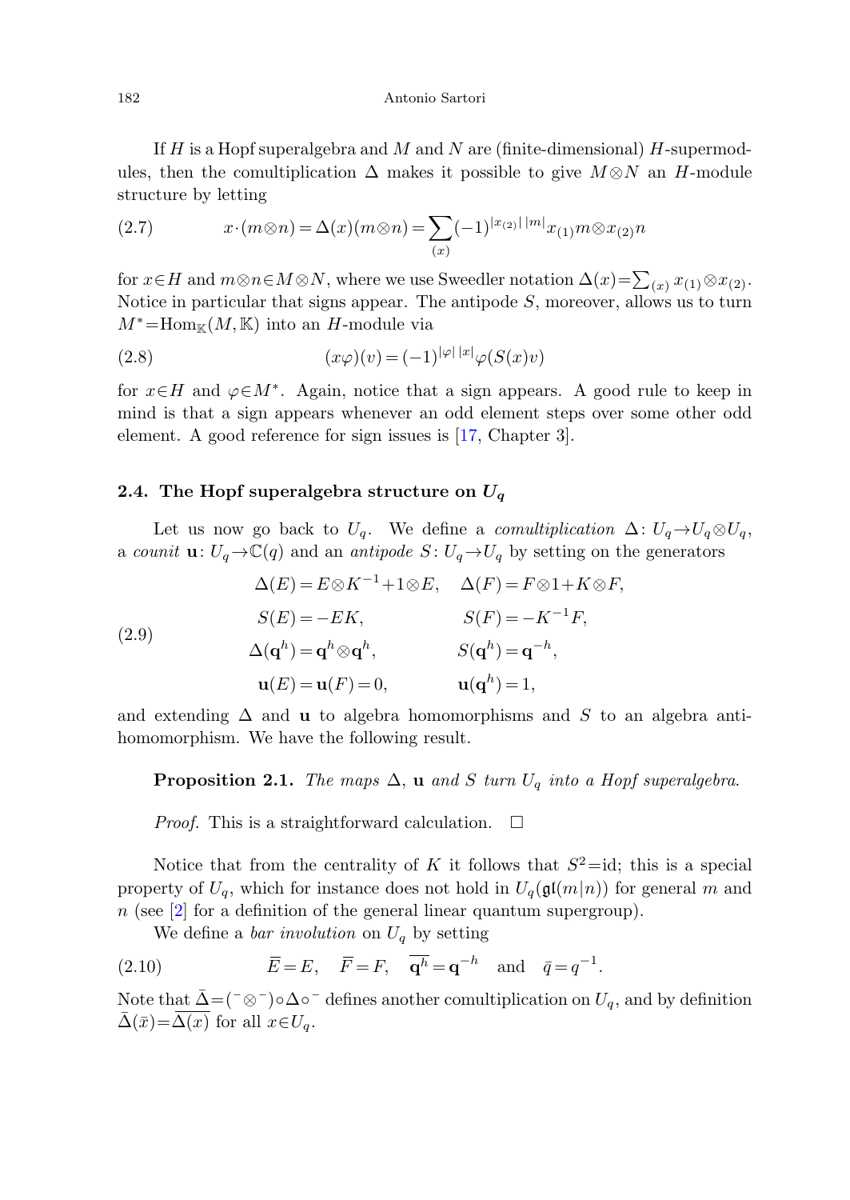If $H$ is a Hopf superalgebra and $M$ and $N$ are (finite-dimensional) $H$-supermodules, then the comultiplication $\Delta$ makes it possible to give $M\otimes N$ an $H$-module structure by letting

$$x\cdot(m\otimes n)=\Delta(x)(m\otimes n)=\sum_{(x)}(-1)^{|x_{(2)}|\,|m|}x_{(1)}m\otimes x_{(2)}n \tag{2.7}$$

for $x\in H$ and $m\otimes n\in M\otimes N$, where we use Sweedler notation $\Delta(x)=\sum_{(x)}x_{(1)}\otimes x_{(2)}$. Notice in particular that signs appear. The antipode $S$, moreover, allows us to turn $M^*=\mathrm{Hom}_{\mathbb{K}}(M,\mathbb{K})$ into an $H$-module via

$$(x\varphi)(v)=(-1)^{|\varphi|\,|x|}\varphi(S(x)v) \tag{2.8}$$

for $x\in H$ and $\varphi\in M^*$. Again, notice that a sign appears. A good rule to keep in mind is that a sign appears whenever an odd element steps over some other odd element. A good reference for sign issues is [17, Chapter 3].

### 2.4. The Hopf superalgebra structure on $U_q$

Let us now go back to $U_q$. We define a *comultiplication* $\Delta\colon U_q\to U_q\otimes U_q$, a *counit* $\mathbf{u}\colon U_q\to\mathbb{C}(q)$ and an *antipode* $S\colon U_q\to U_q$ by setting on the generators

$$\begin{aligned}
\Delta(E)&=E\otimes K^{-1}+1\otimes E, &\quad \Delta(F)&=F\otimes 1+K\otimes F,\\
S(E)&=-EK, & S(F)&=-K^{-1}F,\\
\Delta(\mathbf{q}^h)&=\mathbf{q}^h\otimes\mathbf{q}^h, & S(\mathbf{q}^h)&=\mathbf{q}^{-h},\\
\mathbf{u}(E)&=\mathbf{u}(F)=0, & \mathbf{u}(\mathbf{q}^h)&=1,
\end{aligned} \tag{2.9}$$

and extending $\Delta$ and $\mathbf{u}$ to algebra homomorphisms and $S$ to an algebra antihomomorphism. We have the following result.

**Proposition 2.1.** *The maps $\Delta$, $\mathbf{u}$ and $S$ turn $U_q$ into a Hopf superalgebra.*

*Proof.* This is a straightforward calculation. $\square$

Notice that from the centrality of $K$ it follows that $S^2=\mathrm{id}$; this is a special property of $U_q$, which for instance does not hold in $U_q(\mathfrak{gl}(m|n))$ for general $m$ and $n$ (see [2] for a definition of the general linear quantum supergroup).

We define a *bar involution* on $U_q$ by setting

$$\overline{E}=E,\quad \overline{F}=F,\quad \overline{\mathbf{q}^h}=\mathbf{q}^{-h}\quad\text{and}\quad \bar{q}=q^{-1}. \tag{2.10}$$

Note that $\bar{\Delta}=({}^-\otimes{}^-)\circ\Delta\circ{}^-$ defines another comultiplication on $U_q$, and by definition $\bar{\Delta}(\bar{x})=\overline{\Delta(x)}$ for all $x\in U_q$.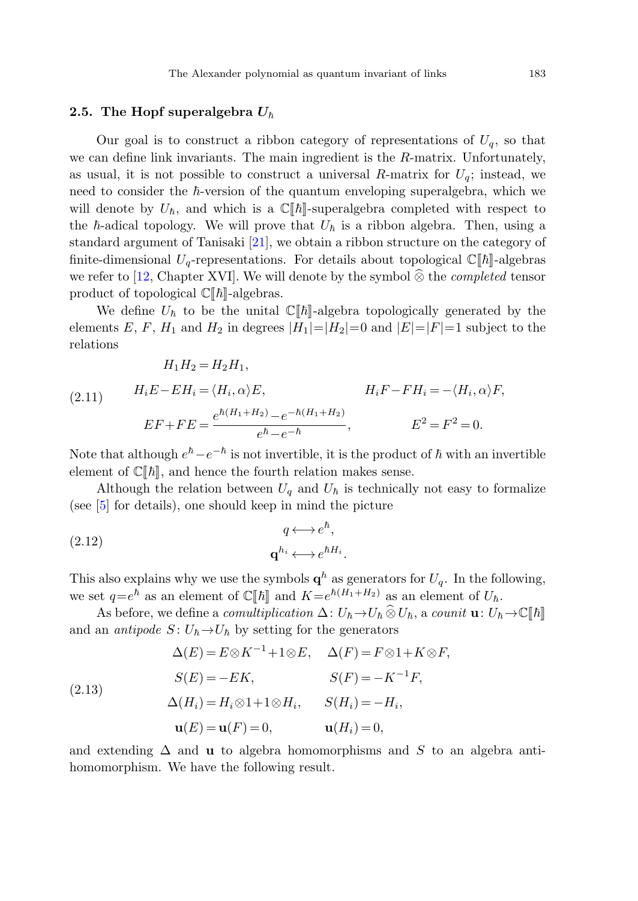### 2.5. The Hopf superalgebra $U_\hbar$

Our goal is to construct a ribbon category of representations of $U_q$, so that we can define link invariants. The main ingredient is the $R$-matrix. Unfortunately, as usual, it is not possible to construct a universal $R$-matrix for $U_q$; instead, we need to consider the $\hbar$-version of the quantum enveloping superalgebra, which we will denote by $U_\hbar$, and which is a $\mathbb{C}[\![\hbar]\!]$-superalgebra completed with respect to the $\hbar$-adical topology. We will prove that $U_\hbar$ is a ribbon algebra. Then, using a standard argument of Tanisaki [21], we obtain a ribbon structure on the category of finite-dimensional $U_q$-representations. For details about topological $\mathbb{C}[\![\hbar]\!]$-algebras we refer to [12, Chapter XVI]. We will denote by the symbol $\widehat{\otimes}$ the *completed* tensor product of topological $\mathbb{C}[\![\hbar]\!]$-algebras.

We define $U_\hbar$ to be the unital $\mathbb{C}[\![\hbar]\!]$-algebra topologically generated by the elements $E$, $F$, $H_1$ and $H_2$ in degrees $|H_1|=|H_2|=0$ and $|E|=|F|=1$ subject to the relations

$$
\begin{aligned}
&H_1H_2=H_2H_1, \\
&H_iE-EH_i=\langle H_i,\alpha\rangle E, \qquad\qquad H_iF-FH_i=-\langle H_i,\alpha\rangle F, \\
&EF+FE=\frac{e^{\hbar(H_1+H_2)}-e^{-\hbar(H_1+H_2)}}{e^{\hbar}-e^{-\hbar}}, \qquad E^2=F^2=0.
\end{aligned}
\tag{2.11}
$$

Note that although $e^\hbar-e^{-\hbar}$ is not invertible, it is the product of $\hbar$ with an invertible element of $\mathbb{C}[\![\hbar]\!]$, and hence the fourth relation makes sense.

Although the relation between $U_q$ and $U_\hbar$ is technically not easy to formalize (see [5] for details), one should keep in mind the picture

$$
\begin{aligned}
q &\longleftrightarrow e^{\hbar}, \\
\mathbf{q}^{h_i} &\longleftrightarrow e^{\hbar H_i}.
\end{aligned}
\tag{2.12}
$$

This also explains why we use the symbols $\mathbf{q}^h$ as generators for $U_q$. In the following, we set $q=e^\hbar$ as an element of $\mathbb{C}[\![\hbar]\!]$ and $K=e^{\hbar(H_1+H_2)}$ as an element of $U_\hbar$.

As before, we define a *comultiplication* $\Delta\colon U_\hbar\to U_\hbar\,\widehat{\otimes}\,U_\hbar$, a *counit* $\mathbf{u}\colon U_\hbar\to\mathbb{C}[\![\hbar]\!]$ and an *antipode* $S\colon U_\hbar\to U_\hbar$ by setting for the generators

$$
\begin{aligned}
&\Delta(E)=E\otimes K^{-1}+1\otimes E, \quad \Delta(F)=F\otimes 1+K\otimes F, \\
&S(E)=-EK, \qquad\qquad\qquad S(F)=-K^{-1}F, \\
&\Delta(H_i)=H_i\otimes 1+1\otimes H_i, \qquad S(H_i)=-H_i, \\
&\mathbf{u}(E)=\mathbf{u}(F)=0, \qquad\qquad \mathbf{u}(H_i)=0,
\end{aligned}
\tag{2.13}
$$

and extending $\Delta$ and $\mathbf{u}$ to algebra homomorphisms and $S$ to an algebra anti-homomorphism. We have the following result.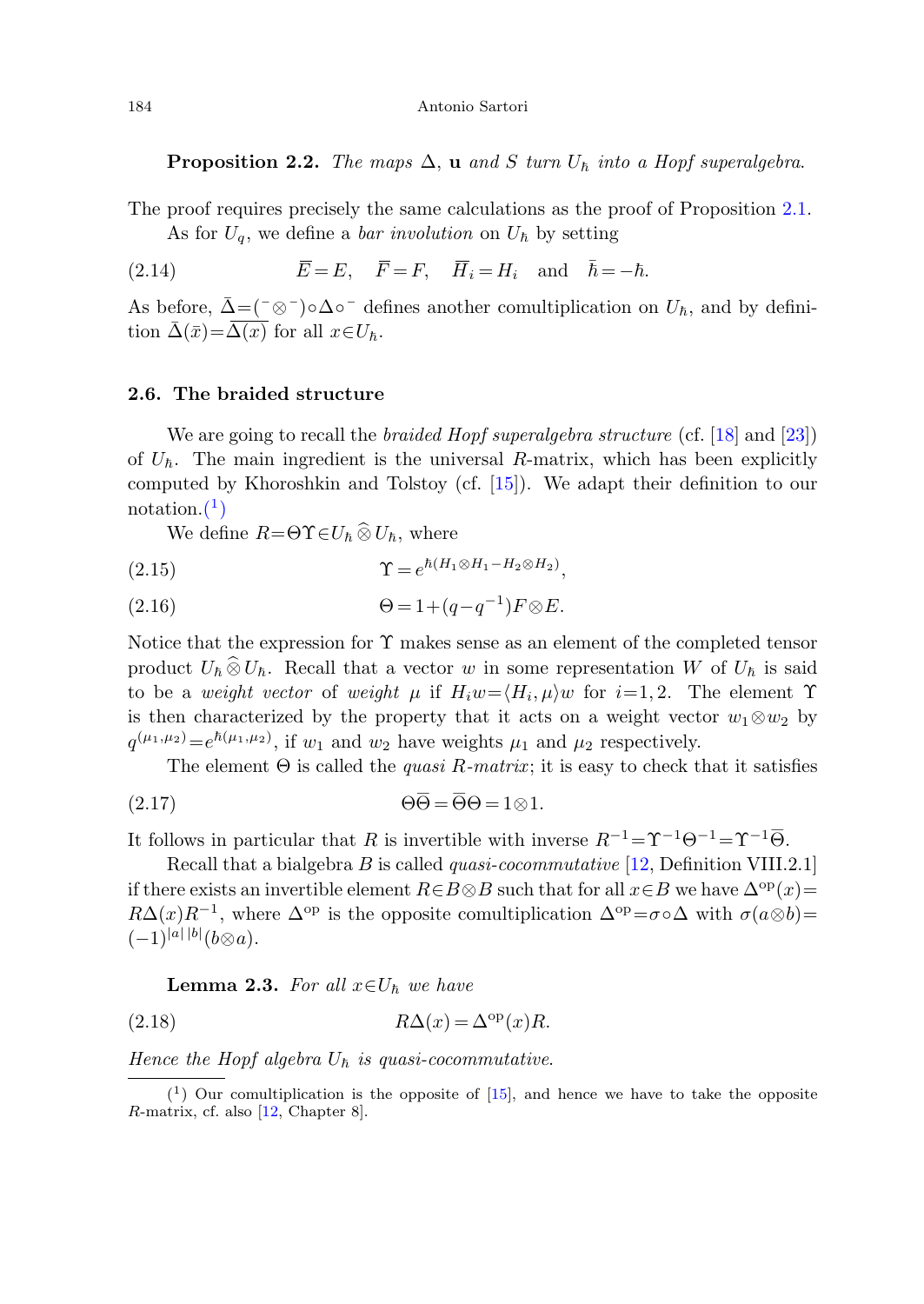**Proposition 2.2.** *The maps* $\Delta$, $\mathbf{u}$ *and* $S$ *turn* $U_\hbar$ *into a Hopf superalgebra.*

The proof requires precisely the same calculations as the proof of Proposition 2.1.

As for $U_q$, we define a *bar involution* on $U_\hbar$ by setting

$$\overline{E}=E, \quad \overline{F}=F, \quad \overline{H}_i=H_i \quad \text{and} \quad \bar{\hbar}=-\hbar. \tag{2.14}$$

As before, $\bar{\Delta}=(^-\otimes^-)\circ\Delta\circ^-$ defines another comultiplication on $U_\hbar$, and by definition $\bar{\Delta}(\bar{x})=\overline{\Delta(x)}$ for all $x\in U_\hbar$.

### 2.6. The braided structure

We are going to recall the *braided Hopf superalgebra structure* (cf. [18] and [23]) of $U_\hbar$. The main ingredient is the universal $R$-matrix, which has been explicitly computed by Khoroshkin and Tolstoy (cf. [15]). We adapt their definition to our notation.[1]

We define $R=\Theta\Upsilon\in U_\hbar \mathbin{\widehat{\otimes}} U_\hbar$, where

$$\Upsilon=e^{\hbar(H_1\otimes H_1-H_2\otimes H_2)}, \tag{2.15}$$

$$\Theta=1+(q-q^{-1})F\otimes E. \tag{2.16}$$

Notice that the expression for $\Upsilon$ makes sense as an element of the completed tensor product $U_\hbar \mathbin{\widehat{\otimes}} U_\hbar$. Recall that a vector $w$ in some representation $W$ of $U_\hbar$ is said to be a *weight vector* of *weight* $\mu$ if $H_i w=\langle H_i,\mu\rangle w$ for $i=1,2$. The element $\Upsilon$ is then characterized by the property that it acts on a weight vector $w_1\otimes w_2$ by $q^{(\mu_1,\mu_2)}=e^{\hbar(\mu_1,\mu_2)}$, if $w_1$ and $w_2$ have weights $\mu_1$ and $\mu_2$ respectively.

The element $\Theta$ is called the *quasi R-matrix*; it is easy to check that it satisfies

$$\Theta\overline{\Theta}=\overline{\Theta}\Theta=1\otimes 1. \tag{2.17}$$

It follows in particular that $R$ is invertible with inverse $R^{-1}=\Upsilon^{-1}\Theta^{-1}=\Upsilon^{-1}\overline{\Theta}$.

Recall that a bialgebra $B$ is called *quasi-cocommutative* [12, Definition VIII.2.1] if there exists an invertible element $R\in B\otimes B$ such that for all $x\in B$ we have $\Delta^{\mathrm{op}}(x)=R\Delta(x)R^{-1}$, where $\Delta^{\mathrm{op}}$ is the opposite comultiplication $\Delta^{\mathrm{op}}=\sigma\circ\Delta$ with $\sigma(a\otimes b)=(-1)^{|a|\,|b|}(b\otimes a)$.

**Lemma 2.3.** *For all* $x\in U_\hbar$ *we have*

$$R\Delta(x)=\Delta^{\mathrm{op}}(x)R. \tag{2.18}$$

*Hence the Hopf algebra* $U_\hbar$ *is quasi-cocommutative.*

---

[1] Our comultiplication is the opposite of [15], and hence we have to take the opposite $R$-matrix, cf. also [12, Chapter 8].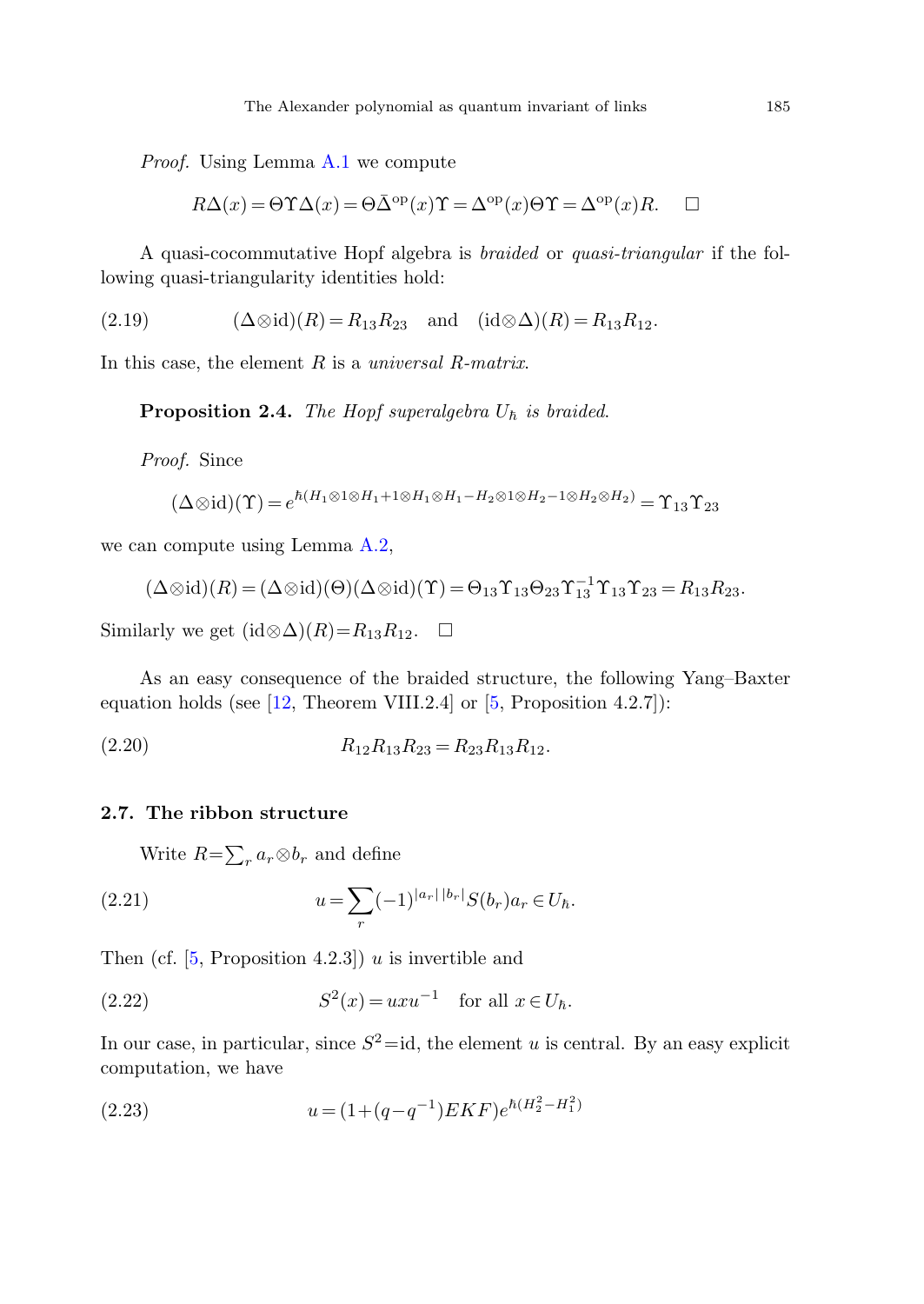*Proof.* Using Lemma A.1 we compute

$$R\Delta(x) = \Theta\Upsilon\Delta(x) = \Theta\bar{\Delta}^{\mathrm{op}}(x)\Upsilon = \Delta^{\mathrm{op}}(x)\Theta\Upsilon = \Delta^{\mathrm{op}}(x)R. \qquad \square$$

A quasi-cocommutative Hopf algebra is *braided* or *quasi-triangular* if the following quasi-triangularity identities hold:

$$(\Delta\otimes\mathrm{id})(R) = R_{13}R_{23} \quad \text{and} \quad (\mathrm{id}\otimes\Delta)(R) = R_{13}R_{12}. \tag{2.19}$$

In this case, the element $R$ is a *universal R-matrix*.

**Proposition 2.4.** *The Hopf superalgebra $U_\hbar$ is braided.*

*Proof.* Since

$$(\Delta\otimes\mathrm{id})(\Upsilon) = e^{\hbar(H_1\otimes 1\otimes H_1 + 1\otimes H_1\otimes H_1 - H_2\otimes 1\otimes H_2 - 1\otimes H_2\otimes H_2)} = \Upsilon_{13}\Upsilon_{23}$$

we can compute using Lemma A.2,

$$(\Delta\otimes\mathrm{id})(R) = (\Delta\otimes\mathrm{id})(\Theta)(\Delta\otimes\mathrm{id})(\Upsilon) = \Theta_{13}\Upsilon_{13}\Theta_{23}\Upsilon_{13}^{-1}\Upsilon_{13}\Upsilon_{23} = R_{13}R_{23}.$$

Similarly we get $(\mathrm{id}\otimes\Delta)(R) = R_{13}R_{12}$. $\square$

As an easy consequence of the braided structure, the following Yang–Baxter equation holds (see [12, Theorem VIII.2.4] or [5, Proposition 4.2.7]):

$$R_{12}R_{13}R_{23} = R_{23}R_{13}R_{12}. \tag{2.20}$$

### 2.7. The ribbon structure

Write $R = \sum_r a_r\otimes b_r$ and define

$$u = \sum_r (-1)^{|a_r|\,|b_r|} S(b_r)a_r \in U_\hbar. \tag{2.21}$$

Then (cf. [5, Proposition 4.2.3]) $u$ is invertible and

$$S^2(x) = uxu^{-1} \quad \text{for all } x\in U_\hbar. \tag{2.22}$$

In our case, in particular, since $S^2 = \mathrm{id}$, the element $u$ is central. By an easy explicit computation, we have

$$u = (1 + (q - q^{-1})EKF)e^{\hbar(H_2^2 - H_1^2)} \tag{2.23}$$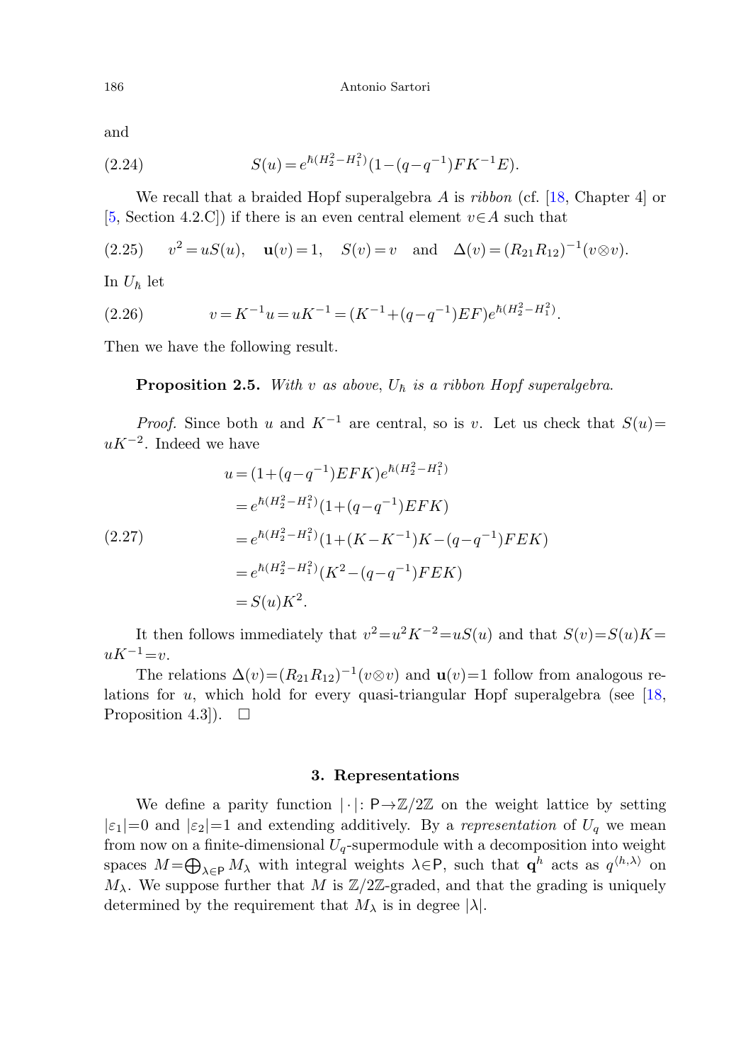and

$$S(u) = e^{\hbar(H_2^2 - H_1^2)}(1-(q-q^{-1})FK^{-1}E). \tag{2.24}$$

We recall that a braided Hopf superalgebra $A$ is *ribbon* (cf. [18, Chapter 4] or [5, Section 4.2.C]) if there is an even central element $v \in A$ such that

$$v^2 = uS(u), \quad \mathbf{u}(v) = 1, \quad S(v) = v \quad \text{and} \quad \Delta(v) = (R_{21}R_{12})^{-1}(v \otimes v). \tag{2.25}$$

In $U_\hbar$ let

$$v = K^{-1}u = uK^{-1} = (K^{-1} + (q-q^{-1})EF)e^{\hbar(H_2^2 - H_1^2)}. \tag{2.26}$$

Then we have the following result.

**Proposition 2.5.** *With $v$ as above, $U_\hbar$ is a ribbon Hopf superalgebra.*

*Proof.* Since both $u$ and $K^{-1}$ are central, so is $v$. Let us check that $S(u) = uK^{-2}$. Indeed we have

$$\begin{aligned} u &= (1+(q-q^{-1})EFK)e^{\hbar(H_2^2 - H_1^2)} \\ &= e^{\hbar(H_2^2 - H_1^2)}(1+(q-q^{-1})EFK) \\ &= e^{\hbar(H_2^2 - H_1^2)}(1+(K-K^{-1})K-(q-q^{-1})FEK) \\ &= e^{\hbar(H_2^2 - H_1^2)}(K^2-(q-q^{-1})FEK) \\ &= S(u)K^2. \end{aligned} \tag{2.27}$$

It then follows immediately that $v^2 = u^2K^{-2} = uS(u)$ and that $S(v) = S(u)K = uK^{-1} = v$.

The relations $\Delta(v) = (R_{21}R_{12})^{-1}(v \otimes v)$ and $\mathbf{u}(v) = 1$ follow from analogous relations for $u$, which hold for every quasi-triangular Hopf superalgebra (see [18, Proposition 4.3]). $\square$

## 3. Representations

We define a parity function $|\cdot| \colon \mathsf{P} \to \mathbb{Z}/2\mathbb{Z}$ on the weight lattice by setting $|\varepsilon_1| = 0$ and $|\varepsilon_2| = 1$ and extending additively. By a *representation* of $U_q$ we mean from now on a finite-dimensional $U_q$-supermodule with a decomposition into weight spaces $M = \bigoplus_{\lambda \in \mathsf{P}} M_\lambda$ with integral weights $\lambda \in \mathsf{P}$, such that $\mathbf{q}^h$ acts as $q^{\langle h, \lambda \rangle}$ on $M_\lambda$. We suppose further that $M$ is $\mathbb{Z}/2\mathbb{Z}$-graded, and that the grading is uniquely determined by the requirement that $M_\lambda$ is in degree $|\lambda|$.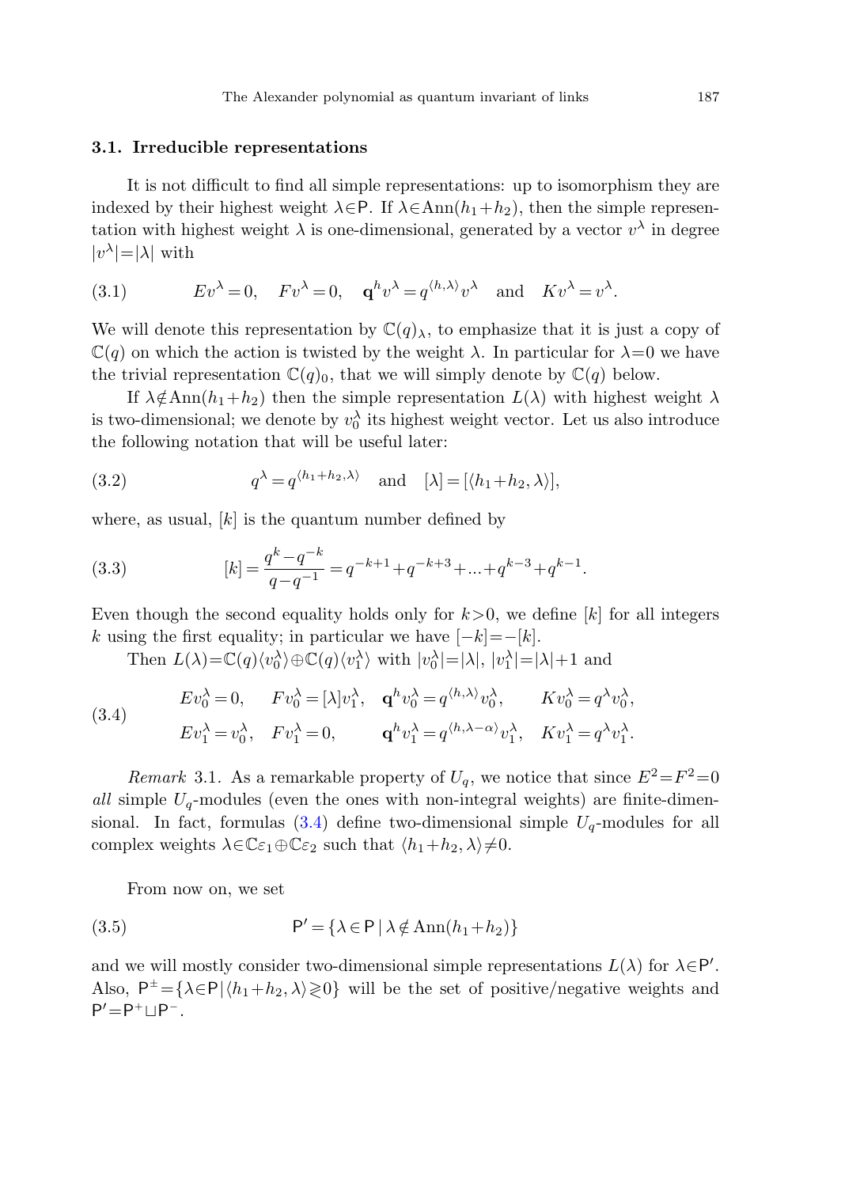### 3.1. Irreducible representations

It is not difficult to find all simple representations: up to isomorphism they are indexed by their highest weight $\lambda\in\mathsf{P}$. If $\lambda\in\mathrm{Ann}(h_1+h_2)$, then the simple representation with highest weight $\lambda$ is one-dimensional, generated by a vector $v^\lambda$ in degree $|v^\lambda|=|\lambda|$ with

$$Ev^\lambda=0,\quad Fv^\lambda=0,\quad \mathbf{q}^h v^\lambda=q^{\langle h,\lambda\rangle}v^\lambda \quad\text{and}\quad Kv^\lambda=v^\lambda. \tag{3.1}$$

We will denote this representation by $\mathbb{C}(q)_\lambda$, to emphasize that it is just a copy of $\mathbb{C}(q)$ on which the action is twisted by the weight $\lambda$. In particular for $\lambda=0$ we have the trivial representation $\mathbb{C}(q)_0$, that we will simply denote by $\mathbb{C}(q)$ below.

If $\lambda\notin\mathrm{Ann}(h_1+h_2)$ then the simple representation $L(\lambda)$ with highest weight $\lambda$ is two-dimensional; we denote by $v_0^\lambda$ its highest weight vector. Let us also introduce the following notation that will be useful later:

$$q^\lambda=q^{\langle h_1+h_2,\lambda\rangle}\quad\text{and}\quad [\lambda]=[\langle h_1+h_2,\lambda\rangle], \tag{3.2}$$

where, as usual, $[k]$ is the quantum number defined by

$$[k]=\frac{q^k-q^{-k}}{q-q^{-1}}=q^{-k+1}+q^{-k+3}+\dots+q^{k-3}+q^{k-1}. \tag{3.3}$$

Even though the second equality holds only for $k>0$, we define $[k]$ for all integers $k$ using the first equality; in particular we have $[-k]=-[k]$.

Then $L(\lambda)=\mathbb{C}(q)\langle v_0^\lambda\rangle\oplus\mathbb{C}(q)\langle v_1^\lambda\rangle$ with $|v_0^\lambda|=|\lambda|$, $|v_1^\lambda|=|\lambda|+1$ and

$$\begin{aligned}
&Ev_0^\lambda=0, \quad Fv_0^\lambda=[\lambda]v_1^\lambda, \quad \mathbf{q}^h v_0^\lambda=q^{\langle h,\lambda\rangle}v_0^\lambda, \quad Kv_0^\lambda=q^\lambda v_0^\lambda,\\
&Ev_1^\lambda=v_0^\lambda, \quad Fv_1^\lambda=0, \quad \mathbf{q}^h v_1^\lambda=q^{\langle h,\lambda-\alpha\rangle}v_1^\lambda, \quad Kv_1^\lambda=q^\lambda v_1^\lambda.
\end{aligned} \tag{3.4}$$

*Remark* 3.1. As a remarkable property of $U_q$, we notice that since $E^2=F^2=0$ *all* simple $U_q$-modules (even the ones with non-integral weights) are finite-dimensional. In fact, formulas (3.4) define two-dimensional simple $U_q$-modules for all complex weights $\lambda\in\mathbb{C}\varepsilon_1\oplus\mathbb{C}\varepsilon_2$ such that $\langle h_1+h_2,\lambda\rangle\neq 0$.

From now on, we set

$$\mathsf{P}'=\{\lambda\in\mathsf{P}\mid\lambda\notin\mathrm{Ann}(h_1+h_2)\} \tag{3.5}$$

and we will mostly consider two-dimensional simple representations $L(\lambda)$ for $\lambda\in\mathsf{P}'$. Also, $\mathsf{P}^\pm=\{\lambda\in\mathsf{P}\mid\langle h_1+h_2,\lambda\rangle\gtrless 0\}$ will be the set of positive/negative weights and $\mathsf{P}'=\mathsf{P}^+\sqcup\mathsf{P}^-$.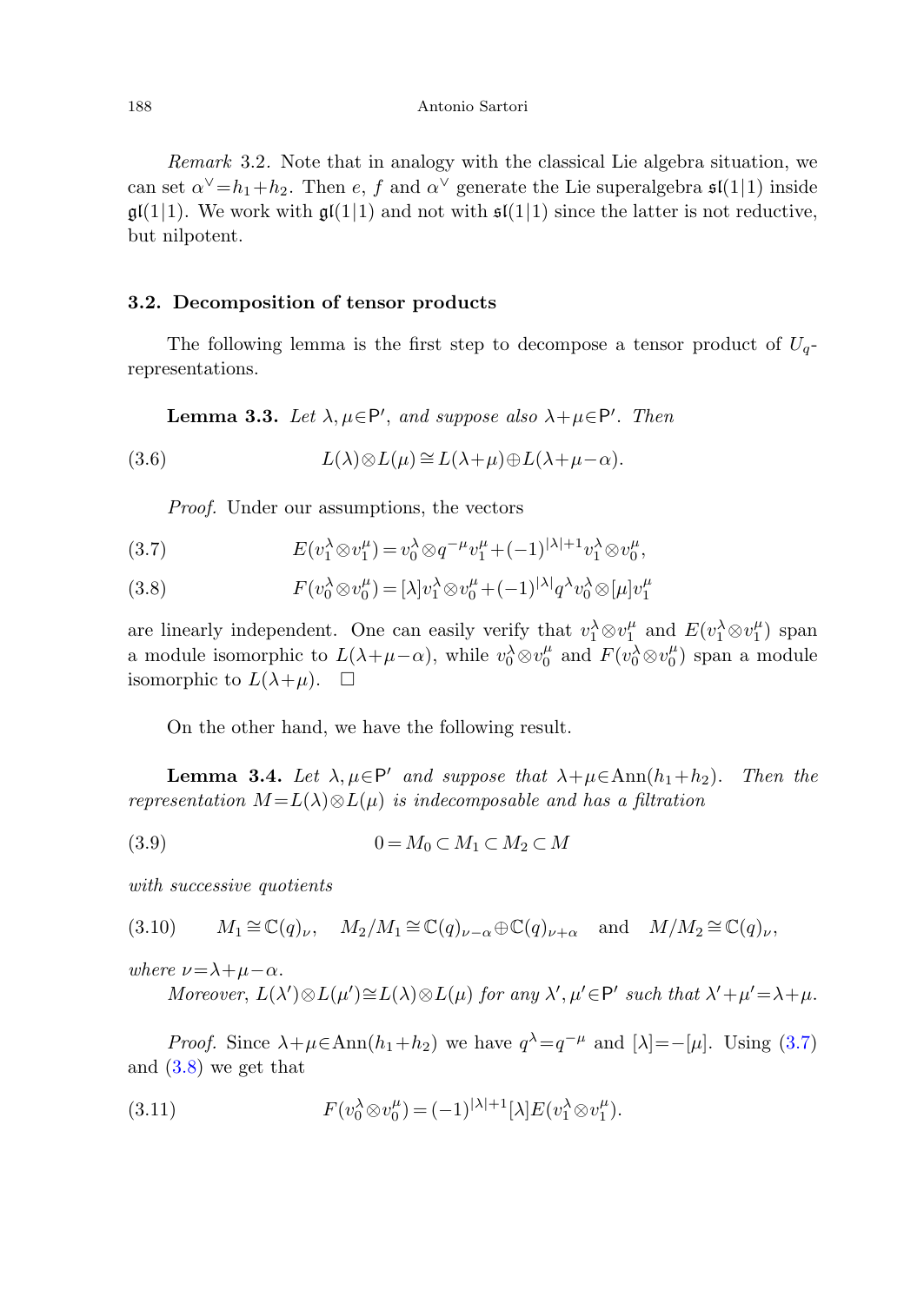*Remark* 3.2. Note that in analogy with the classical Lie algebra situation, we can set $\alpha^\vee = h_1 + h_2$. Then $e$, $f$ and $\alpha^\vee$ generate the Lie superalgebra $\mathfrak{sl}(1|1)$ inside $\mathfrak{gl}(1|1)$. We work with $\mathfrak{gl}(1|1)$ and not with $\mathfrak{sl}(1|1)$ since the latter is not reductive, but nilpotent.

### 3.2. Decomposition of tensor products

The following lemma is the first step to decompose a tensor product of $U_q$-representations.

**Lemma 3.3.** *Let $\lambda, \mu \in \mathsf{P}'$, and suppose also $\lambda + \mu \in \mathsf{P}'$. Then*

$$L(\lambda) \otimes L(\mu) \cong L(\lambda + \mu) \oplus L(\lambda + \mu - \alpha). \tag{3.6}$$

*Proof.* Under our assumptions, the vectors

$$E(v_1^\lambda \otimes v_1^\mu) = v_0^\lambda \otimes q^{-\mu} v_1^\mu + (-1)^{|\lambda|+1} v_1^\lambda \otimes v_0^\mu, \tag{3.7}$$

$$F(v_0^\lambda \otimes v_0^\mu) = [\lambda] v_1^\lambda \otimes v_0^\mu + (-1)^{|\lambda|} q^\lambda v_0^\lambda \otimes [\mu] v_1^\mu \tag{3.8}$$

are linearly independent. One can easily verify that $v_1^\lambda \otimes v_1^\mu$ and $E(v_1^\lambda \otimes v_1^\mu)$ span a module isomorphic to $L(\lambda + \mu - \alpha)$, while $v_0^\lambda \otimes v_0^\mu$ and $F(v_0^\lambda \otimes v_0^\mu)$ span a module isomorphic to $L(\lambda + \mu)$. $\square$

On the other hand, we have the following result.

**Lemma 3.4.** *Let $\lambda, \mu \in \mathsf{P}'$ and suppose that $\lambda + \mu \in \mathrm{Ann}(h_1 + h_2)$. Then the representation $M = L(\lambda) \otimes L(\mu)$ is indecomposable and has a filtration*

$$0 = M_0 \subset M_1 \subset M_2 \subset M \tag{3.9}$$

*with successive quotients*

$$M_1 \cong \mathbb{C}(q)_\nu, \quad M_2/M_1 \cong \mathbb{C}(q)_{\nu-\alpha} \oplus \mathbb{C}(q)_{\nu+\alpha} \quad \text{and} \quad M/M_2 \cong \mathbb{C}(q)_\nu, \tag{3.10}$$

*where $\nu = \lambda + \mu - \alpha$.*

*Moreover, $L(\lambda') \otimes L(\mu') \cong L(\lambda) \otimes L(\mu)$ for any $\lambda', \mu' \in \mathsf{P}'$ such that $\lambda' + \mu' = \lambda + \mu$.*

*Proof.* Since $\lambda + \mu \in \mathrm{Ann}(h_1 + h_2)$ we have $q^\lambda = q^{-\mu}$ and $[\lambda] = -[\mu]$. Using (3.7) and (3.8) we get that

$$F(v_0^\lambda \otimes v_0^\mu) = (-1)^{|\lambda|+1} [\lambda] E(v_1^\lambda \otimes v_1^\mu). \tag{3.11}$$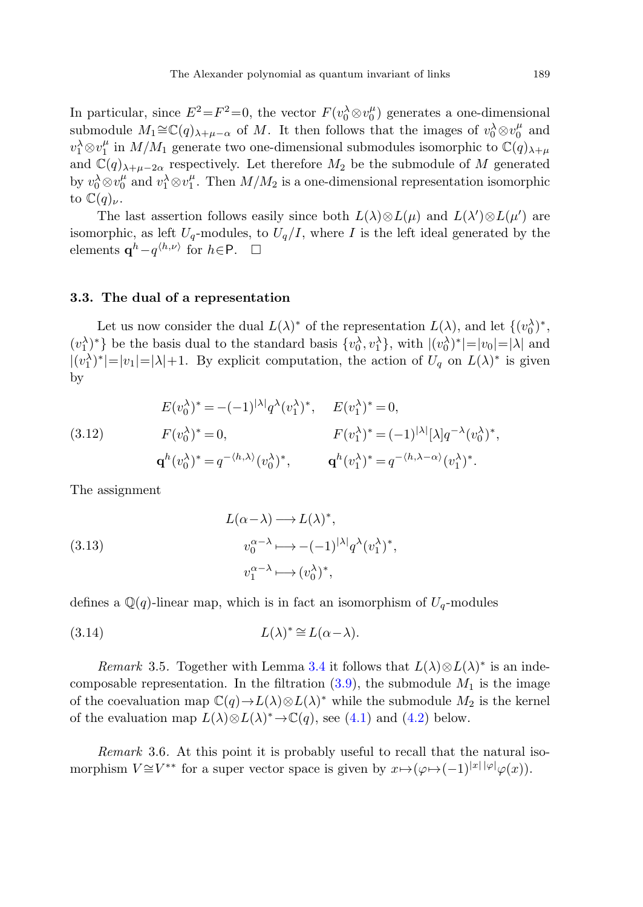In particular, since $E^2 = F^2 = 0$, the vector $F(v_0^\lambda \otimes v_0^\mu)$ generates a one-dimensional submodule $M_1 \cong \mathbb{C}(q)_{\lambda+\mu-\alpha}$ of $M$. It then follows that the images of $v_0^\lambda \otimes v_0^\mu$ and $v_1^\lambda \otimes v_1^\mu$ in $M/M_1$ generate two one-dimensional submodules isomorphic to $\mathbb{C}(q)_{\lambda+\mu}$ and $\mathbb{C}(q)_{\lambda+\mu-2\alpha}$ respectively. Let therefore $M_2$ be the submodule of $M$ generated by $v_0^\lambda \otimes v_0^\mu$ and $v_1^\lambda \otimes v_1^\mu$. Then $M/M_2$ is a one-dimensional representation isomorphic to $\mathbb{C}(q)_\nu$.

The last assertion follows easily since both $L(\lambda) \otimes L(\mu)$ and $L(\lambda') \otimes L(\mu')$ are isomorphic, as left $U_q$-modules, to $U_q/I$, where $I$ is the left ideal generated by the elements $\mathbf{q}^h - q^{\langle h, \nu \rangle}$ for $h \in \mathsf{P}$. $\square$

### 3.3. The dual of a representation

Let us now consider the dual $L(\lambda)^*$ of the representation $L(\lambda)$, and let $\{(v_0^\lambda)^*, (v_1^\lambda)^*\}$ be the basis dual to the standard basis $\{v_0^\lambda, v_1^\lambda\}$, with $|(v_0^\lambda)^*| = |v_0| = |\lambda|$ and $|(v_1^\lambda)^*| = |v_1| = |\lambda| + 1$. By explicit computation, the action of $U_q$ on $L(\lambda)^*$ is given by

$$
\begin{aligned}
&E(v_0^\lambda)^* = -(-1)^{|\lambda|} q^\lambda (v_1^\lambda)^*, && E(v_1^\lambda)^* = 0, \\
&F(v_0^\lambda)^* = 0, && F(v_1^\lambda)^* = (-1)^{|\lambda|} [\lambda] q^{-\lambda} (v_0^\lambda)^*, \\
&\mathbf{q}^h (v_0^\lambda)^* = q^{-\langle h, \lambda \rangle} (v_0^\lambda)^*, && \mathbf{q}^h (v_1^\lambda)^* = q^{-\langle h, \lambda - \alpha \rangle} (v_1^\lambda)^*.
\end{aligned}
\tag{3.12}
$$

The assignment

$$
\begin{aligned}
L(\alpha - \lambda) &\longrightarrow L(\lambda)^*, \\
v_0^{\alpha-\lambda} &\longmapsto -(-1)^{|\lambda|} q^\lambda (v_1^\lambda)^*, \\
v_1^{\alpha-\lambda} &\longmapsto (v_0^\lambda)^*,
\end{aligned}
\tag{3.13}
$$

defines a $\mathbb{Q}(q)$-linear map, which is in fact an isomorphism of $U_q$-modules

$$
L(\lambda)^* \cong L(\alpha - \lambda).
\tag{3.14}
$$

*Remark* 3.5. Together with Lemma 3.4 it follows that $L(\lambda) \otimes L(\lambda)^*$ is an indecomposable representation. In the filtration (3.9), the submodule $M_1$ is the image of the coevaluation map $\mathbb{C}(q) \to L(\lambda) \otimes L(\lambda)^*$ while the submodule $M_2$ is the kernel of the evaluation map $L(\lambda) \otimes L(\lambda)^* \to \mathbb{C}(q)$, see (4.1) and (4.2) below.

*Remark* 3.6. At this point it is probably useful to recall that the natural isomorphism $V \cong V^{**}$ for a super vector space is given by $x \mapsto (\varphi \mapsto (-1)^{|x|\,|\varphi|} \varphi(x))$.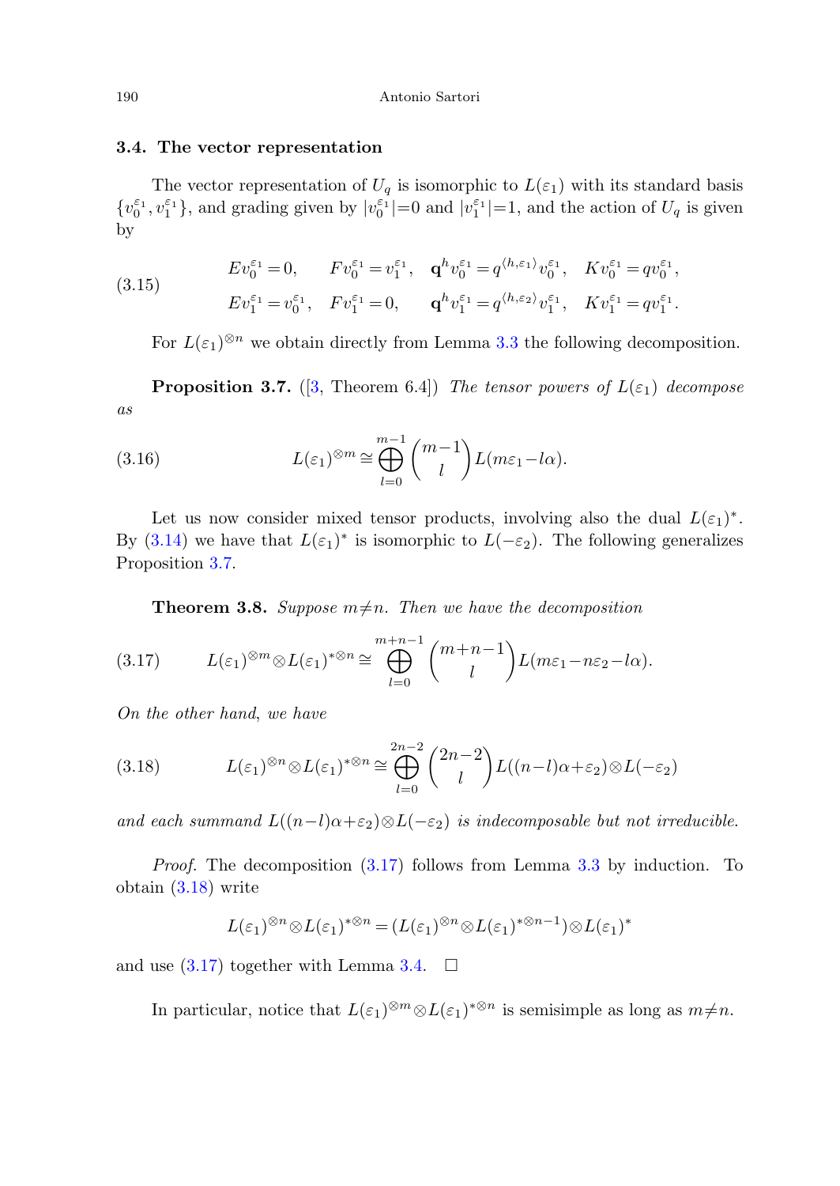### 3.4. The vector representation

The vector representation of $U_q$ is isomorphic to $L(\varepsilon_1)$ with its standard basis $\{v_0^{\varepsilon_1}, v_1^{\varepsilon_1}\}$, and grading given by $|v_0^{\varepsilon_1}|=0$ and $|v_1^{\varepsilon_1}|=1$, and the action of $U_q$ is given by

$$
\begin{aligned}
&Ev_0^{\varepsilon_1}=0, \quad Fv_0^{\varepsilon_1}=v_1^{\varepsilon_1}, \quad \mathbf{q}^h v_0^{\varepsilon_1}=q^{\langle h,\varepsilon_1\rangle}v_0^{\varepsilon_1}, \quad Kv_0^{\varepsilon_1}=qv_0^{\varepsilon_1},\\
&Ev_1^{\varepsilon_1}=v_0^{\varepsilon_1}, \quad Fv_1^{\varepsilon_1}=0, \quad \mathbf{q}^h v_1^{\varepsilon_1}=q^{\langle h,\varepsilon_2\rangle}v_1^{\varepsilon_1}, \quad Kv_1^{\varepsilon_1}=qv_1^{\varepsilon_1}.
\end{aligned}
\tag{3.15}
$$

For $L(\varepsilon_1)^{\otimes n}$ we obtain directly from Lemma 3.3 the following decomposition.

**Proposition 3.7.** ([3, Theorem 6.4]) *The tensor powers of $L(\varepsilon_1)$ decompose as*

$$
L(\varepsilon_1)^{\otimes m} \cong \bigoplus_{l=0}^{m-1} \binom{m-1}{l} L(m\varepsilon_1 - l\alpha).
\tag{3.16}
$$

Let us now consider mixed tensor products, involving also the dual $L(\varepsilon_1)^*$. By (3.14) we have that $L(\varepsilon_1)^*$ is isomorphic to $L(-\varepsilon_2)$. The following generalizes Proposition 3.7.

**Theorem 3.8.** *Suppose $m \neq n$. Then we have the decomposition*

$$
L(\varepsilon_1)^{\otimes m} \otimes L(\varepsilon_1)^{*\otimes n} \cong \bigoplus_{l=0}^{m+n-1} \binom{m+n-1}{l} L(m\varepsilon_1 - n\varepsilon_2 - l\alpha).
\tag{3.17}
$$

*On the other hand, we have*

$$
L(\varepsilon_1)^{\otimes n} \otimes L(\varepsilon_1)^{*\otimes n} \cong \bigoplus_{l=0}^{2n-2} \binom{2n-2}{l} L((n-l)\alpha + \varepsilon_2) \otimes L(-\varepsilon_2)
\tag{3.18}
$$

*and each summand $L((n-l)\alpha+\varepsilon_2)\otimes L(-\varepsilon_2)$ is indecomposable but not irreducible.*

*Proof.* The decomposition (3.17) follows from Lemma 3.3 by induction. To obtain (3.18) write

$$
L(\varepsilon_1)^{\otimes n} \otimes L(\varepsilon_1)^{*\otimes n} = (L(\varepsilon_1)^{\otimes n} \otimes L(\varepsilon_1)^{*\otimes n-1}) \otimes L(\varepsilon_1)^*
$$

and use (3.17) together with Lemma 3.4. □

In particular, notice that $L(\varepsilon_1)^{\otimes m} \otimes L(\varepsilon_1)^{*\otimes n}$ is semisimple as long as $m \neq n$.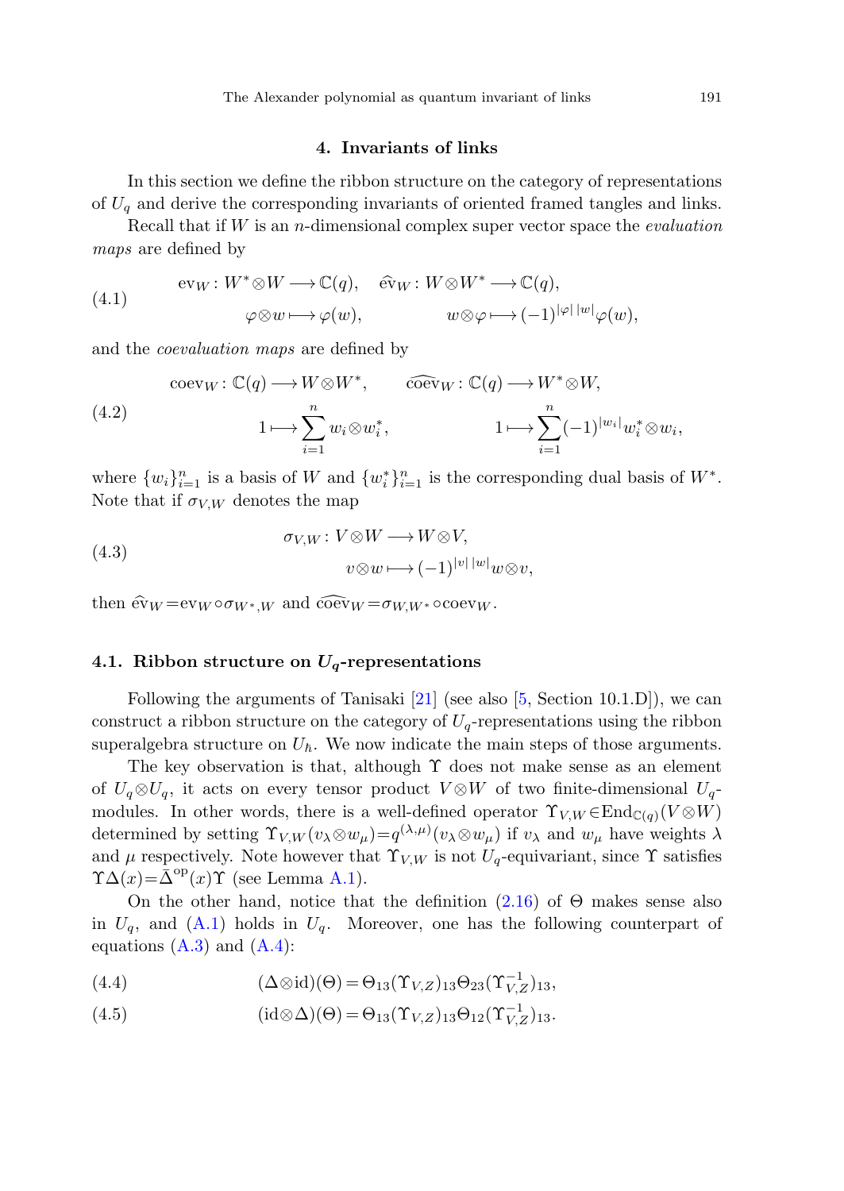## 4. Invariants of links

In this section we define the ribbon structure on the category of representations of $U_q$ and derive the corresponding invariants of oriented framed tangles and links.

Recall that if $W$ is an $n$-dimensional complex super vector space the *evaluation maps* are defined by

$$
\begin{aligned}
&\mathrm{ev}_W : W^* \otimes W \longrightarrow \mathbb{C}(q), \quad && \widehat{\mathrm{ev}}_W : W \otimes W^* \longrightarrow \mathbb{C}(q), \\
&\varphi \otimes w \longmapsto \varphi(w), && w \otimes \varphi \longmapsto (-1)^{|\varphi|\,|w|}\varphi(w),
\end{aligned}
\tag{4.1}
$$

and the *coevaluation maps* are defined by

$$
\begin{aligned}
&\mathrm{coev}_W : \mathbb{C}(q) \longrightarrow W \otimes W^*, \qquad && \widehat{\mathrm{coev}}_W : \mathbb{C}(q) \longrightarrow W^* \otimes W, \\
&1 \longmapsto \sum_{i=1}^{n} w_i \otimes w_i^*, && 1 \longmapsto \sum_{i=1}^{n} (-1)^{|w_i|} w_i^* \otimes w_i,
\end{aligned}
\tag{4.2}
$$

where $\{w_i\}_{i=1}^n$ is a basis of $W$ and $\{w_i^*\}_{i=1}^n$ is the corresponding dual basis of $W^*$. Note that if $\sigma_{V,W}$ denotes the map

$$
\begin{aligned}
\sigma_{V,W} : V \otimes W &\longrightarrow W \otimes V, \\
v \otimes w &\longmapsto (-1)^{|v|\,|w|} w \otimes v,
\end{aligned}
\tag{4.3}
$$

then $\widehat{\mathrm{ev}}_W = \mathrm{ev}_W \circ \sigma_{W^*,W}$ and $\widehat{\mathrm{coev}}_W = \sigma_{W,W^*} \circ \mathrm{coev}_W$.

### 4.1. Ribbon structure on $U_q$-representations

Following the arguments of Tanisaki [21] (see also [5, Section 10.1.D]), we can construct a ribbon structure on the category of $U_q$-representations using the ribbon superalgebra structure on $U_\hbar$. We now indicate the main steps of those arguments.

The key observation is that, although $\Upsilon$ does not make sense as an element of $U_q \otimes U_q$, it acts on every tensor product $V \otimes W$ of two finite-dimensional $U_q$-modules. In other words, there is a well-defined operator $\Upsilon_{V,W} \in \mathrm{End}_{\mathbb{C}(q)}(V \otimes W)$ determined by setting $\Upsilon_{V,W}(v_\lambda \otimes w_\mu) = q^{(\lambda,\mu)}(v_\lambda \otimes w_\mu)$ if $v_\lambda$ and $w_\mu$ have weights $\lambda$ and $\mu$ respectively. Note however that $\Upsilon_{V,W}$ is not $U_q$-equivariant, since $\Upsilon$ satisfies $\Upsilon\Delta(x) = \bar{\Delta}^{\mathrm{op}}(x)\Upsilon$ (see Lemma A.1).

On the other hand, notice that the definition (2.16) of $\Theta$ makes sense also in $U_q$, and (A.1) holds in $U_q$. Moreover, one has the following counterpart of equations (A.3) and (A.4):

$$
(\Delta \otimes \mathrm{id})(\Theta) = \Theta_{13} (\Upsilon_{V,Z})_{13} \Theta_{23} (\Upsilon_{V,Z}^{-1})_{13}, \tag{4.4}
$$

$$
(\mathrm{id} \otimes \Delta)(\Theta) = \Theta_{13} (\Upsilon_{V,Z})_{13} \Theta_{12} (\Upsilon_{V,Z}^{-1})_{13}. \tag{4.5}
$$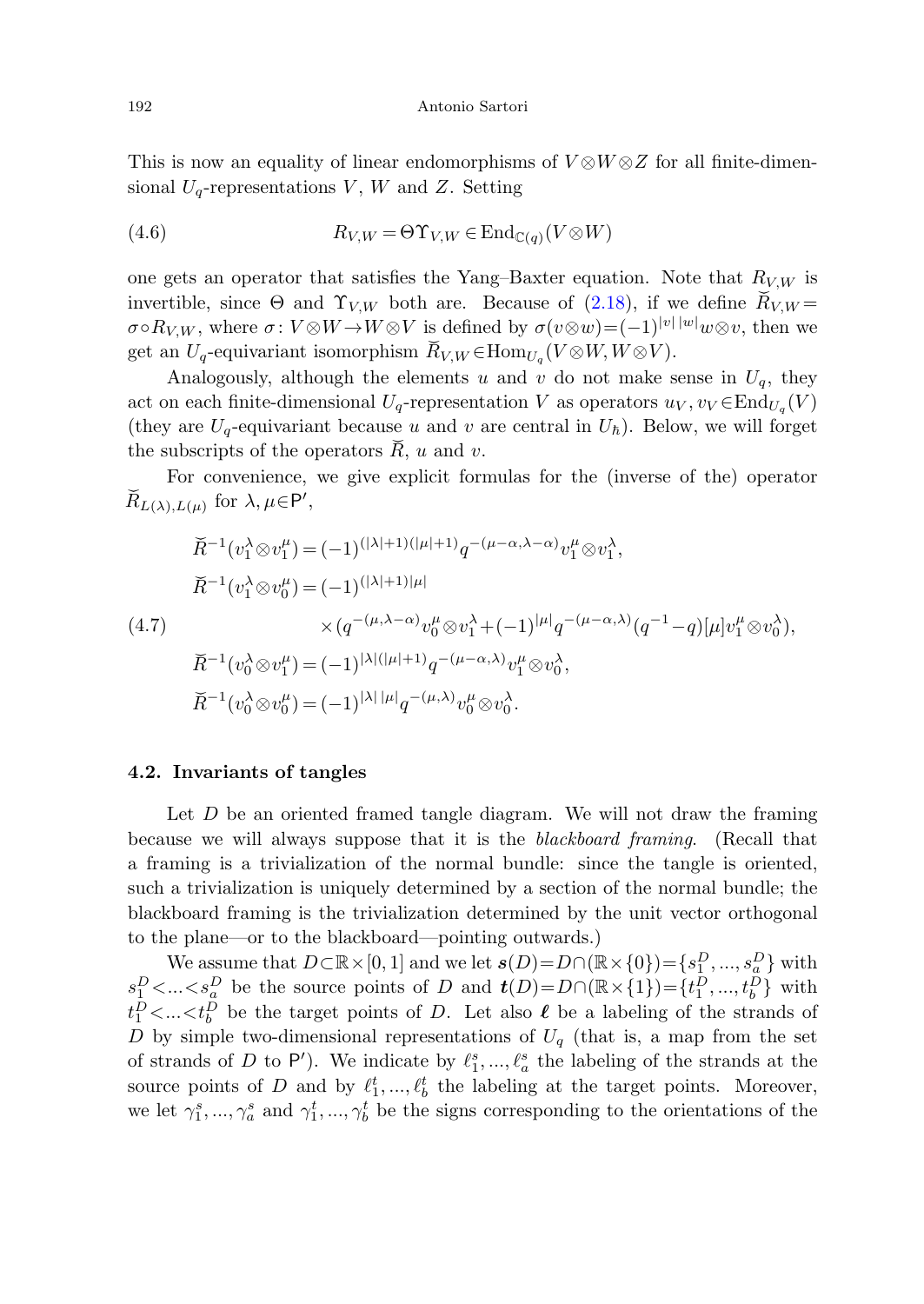This is now an equality of linear endomorphisms of $V \otimes W \otimes Z$ for all finite-dimensional $U_q$-representations $V$, $W$ and $Z$. Setting

$$R_{V,W} = \Theta \Upsilon_{V,W} \in \operatorname{End}_{\mathbb{C}(q)}(V \otimes W) \tag{4.6}$$

one gets an operator that satisfies the Yang–Baxter equation. Note that $R_{V,W}$ is invertible, since $\Theta$ and $\Upsilon_{V,W}$ both are. Because of (2.18), if we define $\breve{R}_{V,W} = \sigma \circ R_{V,W}$, where $\sigma\colon V \otimes W \to W \otimes V$ is defined by $\sigma(v \otimes w) = (-1)^{|v|\,|w|} w \otimes v$, then we get an $U_q$-equivariant isomorphism $\breve{R}_{V,W} \in \operatorname{Hom}_{U_q}(V \otimes W, W \otimes V)$.

Analogously, although the elements $u$ and $v$ do not make sense in $U_q$, they act on each finite-dimensional $U_q$-representation $V$ as operators $u_V, v_V \in \operatorname{End}_{U_q}(V)$ (they are $U_q$-equivariant because $u$ and $v$ are central in $U_\hbar$). Below, we will forget the subscripts of the operators $\breve{R}$, $u$ and $v$.

For convenience, we give explicit formulas for the (inverse of the) operator $\breve{R}_{L(\lambda), L(\mu)}$ for $\lambda, \mu \in \mathsf{P}'$,

$$\begin{aligned}
\breve{R}^{-1}(v_1^\lambda \otimes v_1^\mu) &= (-1)^{(|\lambda|+1)(|\mu|+1)} q^{-(\mu-\alpha, \lambda-\alpha)} v_1^\mu \otimes v_1^\lambda, \\
\breve{R}^{-1}(v_1^\lambda \otimes v_0^\mu) &= (-1)^{(|\lambda|+1)|\mu|} \\
&\quad \times (q^{-(\mu, \lambda-\alpha)} v_0^\mu \otimes v_1^\lambda + (-1)^{|\mu|} q^{-(\mu-\alpha, \lambda)} (q^{-1}-q)[\mu] v_1^\mu \otimes v_0^\lambda), \\
\breve{R}^{-1}(v_0^\lambda \otimes v_1^\mu) &= (-1)^{|\lambda|(|\mu|+1)} q^{-(\mu-\alpha, \lambda)} v_1^\mu \otimes v_0^\lambda, \\
\breve{R}^{-1}(v_0^\lambda \otimes v_0^\mu) &= (-1)^{|\lambda|\,|\mu|} q^{-(\mu, \lambda)} v_0^\mu \otimes v_0^\lambda.
\end{aligned} \tag{4.7}$$

### 4.2. Invariants of tangles

Let $D$ be an oriented framed tangle diagram. We will not draw the framing because we will always suppose that it is the *blackboard framing*. (Recall that a framing is a trivialization of the normal bundle: since the tangle is oriented, such a trivialization is uniquely determined by a section of the normal bundle; the blackboard framing is the trivialization determined by the unit vector orthogonal to the plane—or to the blackboard—pointing outwards.)

We assume that $D \subset \mathbb{R} \times [0,1]$ and we let $\boldsymbol{s}(D) = D \cap (\mathbb{R} \times \{0\}) = \{s_1^D, ..., s_a^D\}$ with $s_1^D < ... < s_a^D$ be the source points of $D$ and $\boldsymbol{t}(D) = D \cap (\mathbb{R} \times \{1\}) = \{t_1^D, ..., t_b^D\}$ with $t_1^D < ... < t_b^D$ be the target points of $D$. Let also $\boldsymbol{\ell}$ be a labeling of the strands of $D$ by simple two-dimensional representations of $U_q$ (that is, a map from the set of strands of $D$ to $\mathsf{P}'$). We indicate by $\ell_1^s, ..., \ell_a^s$ the labeling of the strands at the source points of $D$ and by $\ell_1^t, ..., \ell_b^t$ the labeling at the target points. Moreover, we let $\gamma_1^s, ..., \gamma_a^s$ and $\gamma_1^t, ..., \gamma_b^t$ be the signs corresponding to the orientations of the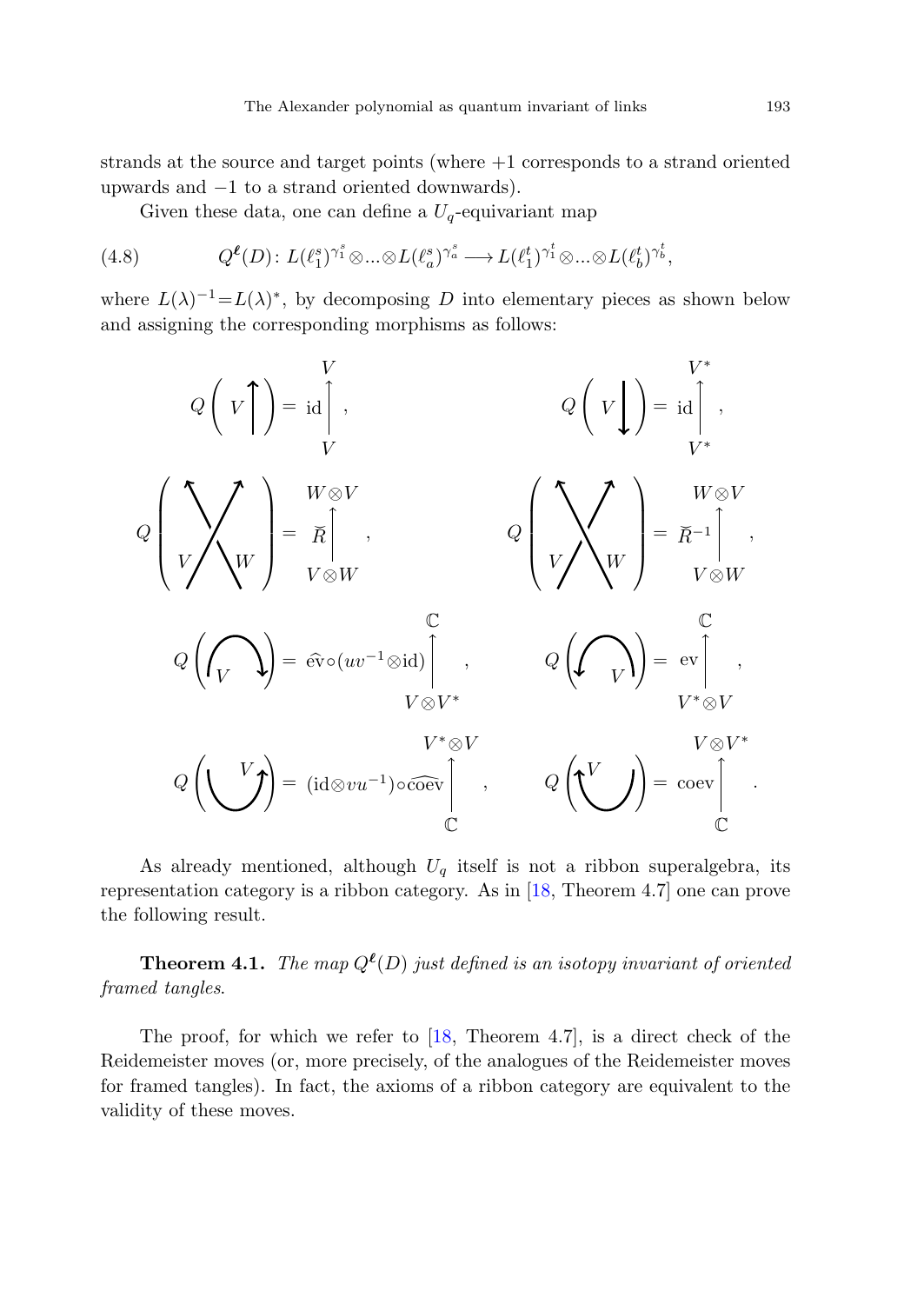strands at the source and target points (where $+1$ corresponds to a strand oriented upwards and $-1$ to a strand oriented downwards).

Given these data, one can define a $U_q$-equivariant map

$$Q^{\boldsymbol{\ell}}(D)\colon L(\ell_1^s)^{\gamma_1^s}\otimes\ldots\otimes L(\ell_a^s)^{\gamma_a^s}\longrightarrow L(\ell_1^t)^{\gamma_1^t}\otimes\ldots\otimes L(\ell_b^t)^{\gamma_b^t}, \tag{4.8}$$

where $L(\lambda)^{-1}=L(\lambda)^*$, by decomposing $D$ into elementary pieces as shown below and assigning the corresponding morphisms as follows:

$$Q\left(V\uparrow\right)=\mathrm{id}\colon V\to V, \qquad Q\left(V\downarrow\right)=\mathrm{id}\colon V^*\to V^*,$$

$$Q\left(\text{positive crossing of } V, W\right)=\breve{R}\colon V\otimes W\to W\otimes V, \qquad Q\left(\text{negative crossing of } V, W\right)=\breve{R}^{-1}\colon V\otimes W\to W\otimes V,$$

$$Q\left(\text{cap, } V \text{ clockwise}\right)=\widehat{\mathrm{ev}}\circ(uv^{-1}\otimes\mathrm{id})\colon V\otimes V^*\to\mathbb{C}, \qquad Q\left(\text{cap, } V \text{ counterclockwise}\right)=\mathrm{ev}\colon V^*\otimes V\to\mathbb{C},$$

$$Q\left(\text{cup, } V \text{ counterclockwise}\right)=(\mathrm{id}\otimes vu^{-1})\circ\widehat{\mathrm{coev}}\colon \mathbb{C}\to V^*\otimes V, \qquad Q\left(\text{cup, } V \text{ clockwise}\right)=\mathrm{coev}\colon\mathbb{C}\to V\otimes V^*.$$

As already mentioned, although $U_q$ itself is not a ribbon superalgebra, its representation category is a ribbon category. As in [18, Theorem 4.7] one can prove the following result.

**Theorem 4.1.** *The map $Q^{\boldsymbol{\ell}}(D)$ just defined is an isotopy invariant of oriented framed tangles.*

The proof, for which we refer to [18, Theorem 4.7], is a direct check of the Reidemeister moves (or, more precisely, of the analogues of the Reidemeister moves for framed tangles). In fact, the axioms of a ribbon category are equivalent to the validity of these moves.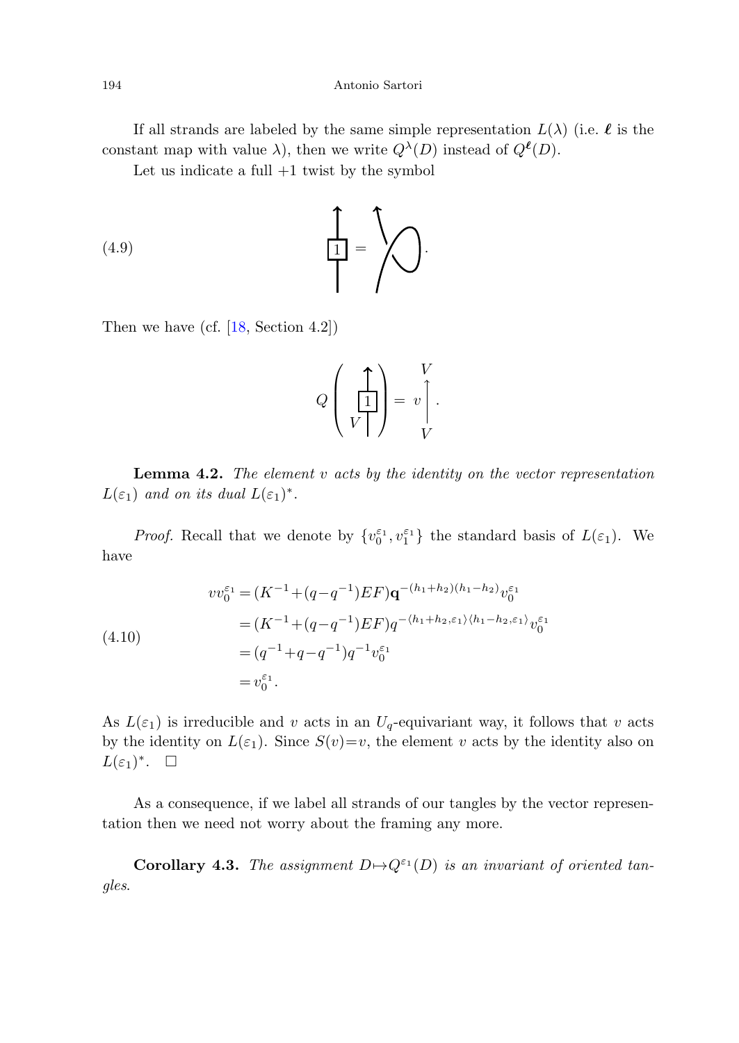If all strands are labeled by the same simple representation $L(\lambda)$ (i.e. $\boldsymbol{\ell}$ is the constant map with value $\lambda$), then we write $Q^{\lambda}(D)$ instead of $Q^{\boldsymbol{\ell}}(D)$.

Let us indicate a full $+1$ twist by the symbol

(4.9)

Then we have (cf. [18, Section 4.2])

**Lemma 4.2.** *The element $v$ acts by the identity on the vector representation $L(\varepsilon_1)$ and on its dual $L(\varepsilon_1)^*$.*

*Proof.* Recall that we denote by $\{v_0^{\varepsilon_1}, v_1^{\varepsilon_1}\}$ the standard basis of $L(\varepsilon_1)$. We have

$$
\begin{aligned}
vv_0^{\varepsilon_1} &= (K^{-1}+(q-q^{-1})EF)\mathbf{q}^{-(h_1+h_2)(h_1-h_2)}v_0^{\varepsilon_1} \\
&= (K^{-1}+(q-q^{-1})EF)q^{-\langle h_1+h_2,\varepsilon_1\rangle\langle h_1-h_2,\varepsilon_1\rangle}v_0^{\varepsilon_1} \\
&= (q^{-1}+q-q^{-1})q^{-1}v_0^{\varepsilon_1} \\
&= v_0^{\varepsilon_1}.
\end{aligned}
\tag{4.10}
$$

As $L(\varepsilon_1)$ is irreducible and $v$ acts in an $U_q$-equivariant way, it follows that $v$ acts by the identity on $L(\varepsilon_1)$. Since $S(v)=v$, the element $v$ acts by the identity also on $L(\varepsilon_1)^*$. $\square$

As a consequence, if we label all strands of our tangles by the vector representation then we need not worry about the framing any more.

**Corollary 4.3.** *The assignment $D \mapsto Q^{\varepsilon_1}(D)$ is an invariant of oriented tangles.*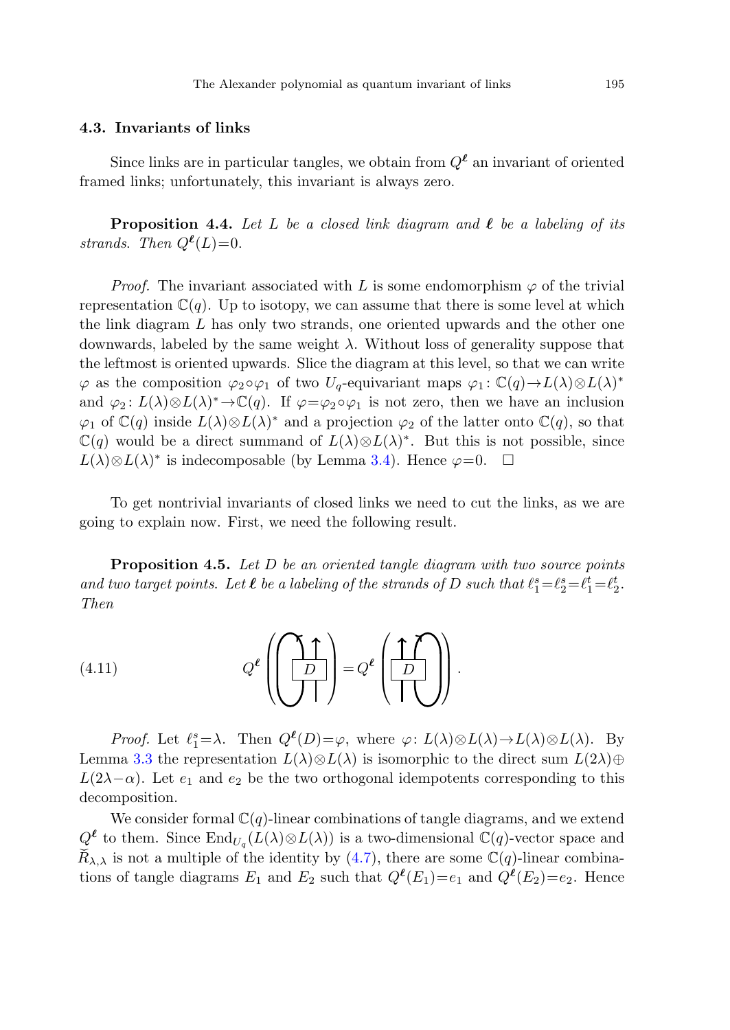### 4.3. Invariants of links

Since links are in particular tangles, we obtain from $Q^{\boldsymbol{\ell}}$ an invariant of oriented framed links; unfortunately, this invariant is always zero.

**Proposition 4.4.** *Let $L$ be a closed link diagram and $\boldsymbol{\ell}$ be a labeling of its strands. Then $Q^{\boldsymbol{\ell}}(L)=0$.*

*Proof.* The invariant associated with $L$ is some endomorphism $\varphi$ of the trivial representation $\mathbb{C}(q)$. Up to isotopy, we can assume that there is some level at which the link diagram $L$ has only two strands, one oriented upwards and the other one downwards, labeled by the same weight $\lambda$. Without loss of generality suppose that the leftmost is oriented upwards. Slice the diagram at this level, so that we can write $\varphi$ as the composition $\varphi_2 \circ \varphi_1$ of two $U_q$-equivariant maps $\varphi_1\colon \mathbb{C}(q) \to L(\lambda) \otimes L(\lambda)^*$ and $\varphi_2\colon L(\lambda) \otimes L(\lambda)^* \to \mathbb{C}(q)$. If $\varphi = \varphi_2 \circ \varphi_1$ is not zero, then we have an inclusion $\varphi_1$ of $\mathbb{C}(q)$ inside $L(\lambda) \otimes L(\lambda)^*$ and a projection $\varphi_2$ of the latter onto $\mathbb{C}(q)$, so that $\mathbb{C}(q)$ would be a direct summand of $L(\lambda) \otimes L(\lambda)^*$. But this is not possible, since $L(\lambda) \otimes L(\lambda)^*$ is indecomposable (by Lemma 3.4). Hence $\varphi = 0$. $\square$

To get nontrivial invariants of closed links we need to cut the links, as we are going to explain now. First, we need the following result.

**Proposition 4.5.** *Let $D$ be an oriented tangle diagram with two source points and two target points. Let $\boldsymbol{\ell}$ be a labeling of the strands of $D$ such that $\ell_1^s = \ell_2^s = \ell_1^t = \ell_2^t$. Then*

$$Q^{\boldsymbol{\ell}}\left(\text{[diagram: left strand of } D \text{ closed up]}\right) = Q^{\boldsymbol{\ell}}\left(\text{[diagram: right strand of } D \text{ closed up]}\right). \tag{4.11}$$

*Proof.* Let $\ell_1^s = \lambda$. Then $Q^{\boldsymbol{\ell}}(D) = \varphi$, where $\varphi\colon L(\lambda) \otimes L(\lambda) \to L(\lambda) \otimes L(\lambda)$. By Lemma 3.3 the representation $L(\lambda) \otimes L(\lambda)$ is isomorphic to the direct sum $L(2\lambda) \oplus L(2\lambda - \alpha)$. Let $e_1$ and $e_2$ be the two orthogonal idempotents corresponding to this decomposition.

We consider formal $\mathbb{C}(q)$-linear combinations of tangle diagrams, and we extend $Q^{\boldsymbol{\ell}}$ to them. Since $\mathrm{End}_{U_q}(L(\lambda) \otimes L(\lambda))$ is a two-dimensional $\mathbb{C}(q)$-vector space and $\breve{R}_{\lambda,\lambda}$ is not a multiple of the identity by (4.7), there are some $\mathbb{C}(q)$-linear combinations of tangle diagrams $E_1$ and $E_2$ such that $Q^{\boldsymbol{\ell}}(E_1) = e_1$ and $Q^{\boldsymbol{\ell}}(E_2) = e_2$. Hence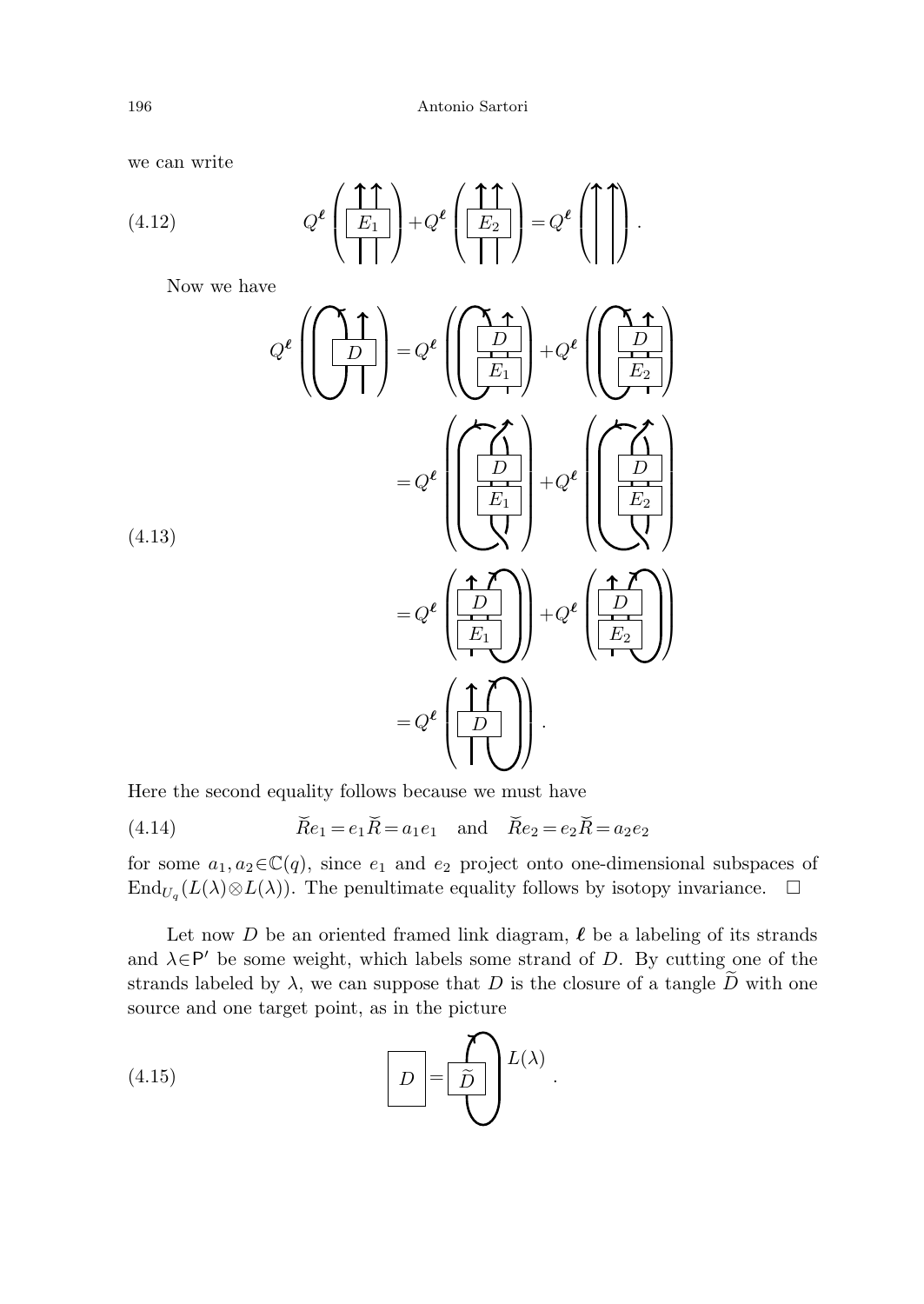we can write

$$Q^{\boldsymbol{\ell}}\left(\boxed{E_1}\right) + Q^{\boldsymbol{\ell}}\left(\boxed{E_2}\right) = Q^{\boldsymbol{\ell}}\left(\,\uparrow\;\uparrow\,\right). \tag{4.12}$$

Now we have

$$\begin{aligned} Q^{\boldsymbol{\ell}}\left(\boxed{D}\right) &= Q^{\boldsymbol{\ell}}\left(\begin{array}{c}\boxed{D}\\ \boxed{E_1}\end{array}\right) + Q^{\boldsymbol{\ell}}\left(\begin{array}{c}\boxed{D}\\ \boxed{E_2}\end{array}\right) \\ &= Q^{\boldsymbol{\ell}}\left(\begin{array}{c}\boxed{D}\\ \boxed{E_1}\end{array}\right) + Q^{\boldsymbol{\ell}}\left(\begin{array}{c}\boxed{D}\\ \boxed{E_2}\end{array}\right) \\ &= Q^{\boldsymbol{\ell}}\left(\begin{array}{c}\boxed{D}\\ \boxed{E_1}\end{array}\right) + Q^{\boldsymbol{\ell}}\left(\begin{array}{c}\boxed{D}\\ \boxed{E_2}\end{array}\right) \\ &= Q^{\boldsymbol{\ell}}\left(\boxed{D}\right). \end{aligned} \tag{4.13}$$

Here the second equality follows because we must have

$$\breve{R}e_1 = e_1\breve{R} = a_1 e_1 \quad \text{and} \quad \breve{R}e_2 = e_2\breve{R} = a_2 e_2 \tag{4.14}$$

for some $a_1, a_2 \in \mathbb{C}(q)$, since $e_1$ and $e_2$ project onto one-dimensional subspaces of $\operatorname{End}_{U_q}(L(\lambda)\otimes L(\lambda))$. The penultimate equality follows by isotopy invariance. $\square$

Let now $D$ be an oriented framed link diagram, $\boldsymbol{\ell}$ be a labeling of its strands and $\lambda \in \mathsf{P}'$ be some weight, which labels some strand of $D$. By cutting one of the strands labeled by $\lambda$, we can suppose that $D$ is the closure of a tangle $\widetilde{D}$ with one source and one target point, as in the picture

$$\boxed{D} = \boxed{\widetilde{D}}\; L(\lambda). \tag{4.15}$$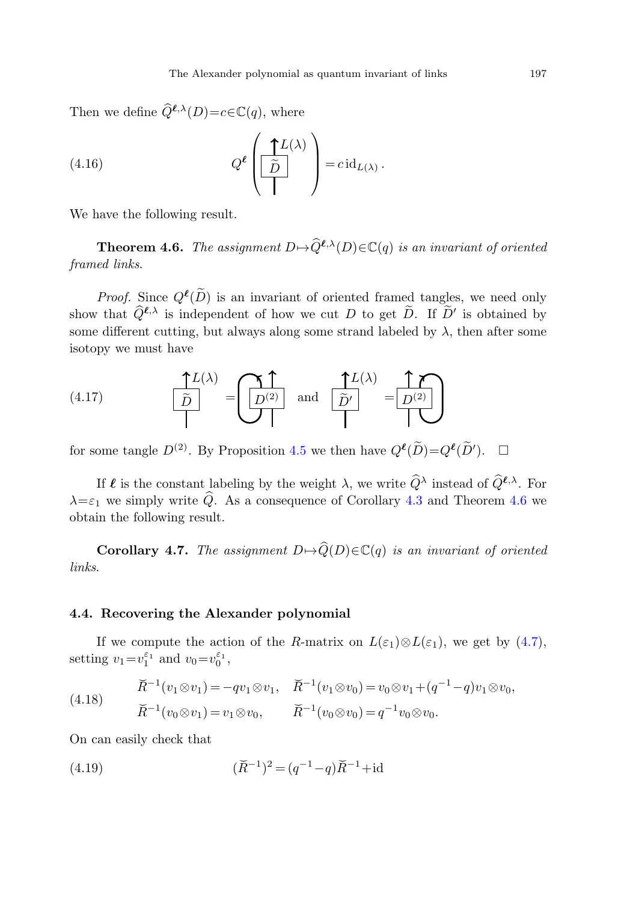Then we define $\widehat{Q}^{\boldsymbol{\ell},\lambda}(D)=c\in\mathbb{C}(q)$, where

$$Q^{\boldsymbol{\ell}}\left(\begin{array}{c}\uparrow L(\lambda)\\ \boxed{\widetilde{D}}\\ |\end{array}\right)=c\,\mathrm{id}_{L(\lambda)}\,. \tag{4.16}$$

We have the following result.

**Theorem 4.6.** *The assignment $D\mapsto\widehat{Q}^{\boldsymbol{\ell},\lambda}(D)\in\mathbb{C}(q)$ is an invariant of oriented framed links.*

*Proof.* Since $Q^{\boldsymbol{\ell}}(\widetilde{D})$ is an invariant of oriented framed tangles, we need only show that $\widehat{Q}^{\boldsymbol{\ell},\lambda}$ is independent of how we cut $D$ to get $\widetilde{D}$. If $\widetilde{D}'$ is obtained by some different cutting, but always along some strand labeled by $\lambda$, then after some isotopy we must have

$$\begin{array}{c}\uparrow L(\lambda)\\ \boxed{\widetilde{D}}\\ |\end{array} = \left(\text{closure of left strand of } \boxed{D^{(2)}}\right) \quad\text{and}\quad \begin{array}{c}\uparrow L(\lambda)\\ \boxed{\widetilde{D}'}\\ |\end{array} = \left(\text{closure of right strand of } \boxed{D^{(2)}}\right) \tag{4.17}$$

for some tangle $D^{(2)}$. By Proposition 4.5 we then have $Q^{\boldsymbol{\ell}}(\widetilde{D})=Q^{\boldsymbol{\ell}}(\widetilde{D}')$. $\square$

If $\boldsymbol{\ell}$ is the constant labeling by the weight $\lambda$, we write $\widehat{Q}^{\lambda}$ instead of $\widehat{Q}^{\boldsymbol{\ell},\lambda}$. For $\lambda=\varepsilon_1$ we simply write $\widehat{Q}$. As a consequence of Corollary 4.3 and Theorem 4.6 we obtain the following result.

**Corollary 4.7.** *The assignment $D\mapsto\widehat{Q}(D)\in\mathbb{C}(q)$ is an invariant of oriented links.*

### 4.4. Recovering the Alexander polynomial

If we compute the action of the $R$-matrix on $L(\varepsilon_1)\otimes L(\varepsilon_1)$, we get by (4.7), setting $v_1=v_1^{\varepsilon_1}$ and $v_0=v_0^{\varepsilon_1}$,

$$\begin{aligned}
&\breve{R}^{-1}(v_1\otimes v_1)=-qv_1\otimes v_1, &&\breve{R}^{-1}(v_1\otimes v_0)=v_0\otimes v_1+(q^{-1}-q)v_1\otimes v_0,\\
&\breve{R}^{-1}(v_0\otimes v_1)=v_1\otimes v_0, &&\breve{R}^{-1}(v_0\otimes v_0)=q^{-1}v_0\otimes v_0.
\end{aligned} \tag{4.18}$$

On can easily check that

$$(\breve{R}^{-1})^2=(q^{-1}-q)\breve{R}^{-1}+\mathrm{id} \tag{4.19}$$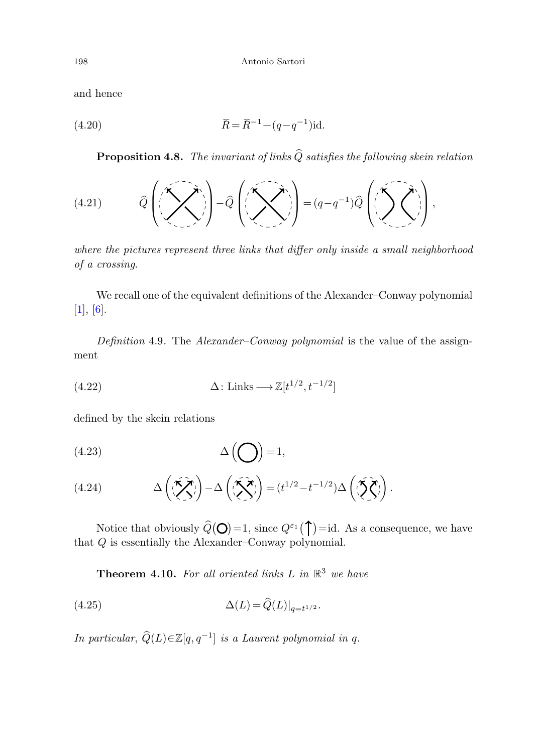and hence

$$\breve{R} = \breve{R}^{-1} + (q - q^{-1})\mathrm{id}. \tag{4.20}$$

**Proposition 4.8.** *The invariant of links $\widehat{Q}$ satisfies the following skein relation*

$$\widehat{Q}\left(\text{positive crossing}\right) - \widehat{Q}\left(\text{negative crossing}\right) = (q - q^{-1})\widehat{Q}\left(\text{oriented smoothing}\right), \tag{4.21}$$

*where the pictures represent three links that differ only inside a small neighborhood of a crossing.*

We recall one of the equivalent definitions of the Alexander–Conway polynomial [1], [6].

*Definition* 4.9. The *Alexander–Conway polynomial* is the value of the assignment

$$\Delta\colon \mathrm{Links} \longrightarrow \mathbb{Z}[t^{1/2}, t^{-1/2}] \tag{4.22}$$

defined by the skein relations

$$\Delta\left(\bigcirc\right) = 1, \tag{4.23}$$

$$\Delta\left(\text{positive crossing}\right) - \Delta\left(\text{negative crossing}\right) = (t^{1/2} - t^{-1/2})\Delta\left(\text{oriented smoothing}\right). \tag{4.24}$$

Notice that obviously $\widehat{Q}(\bigcirc) = 1$, since $Q^{\varepsilon_1}(\uparrow) = \mathrm{id}$. As a consequence, we have that $Q$ is essentially the Alexander–Conway polynomial.

**Theorem 4.10.** *For all oriented links $L$ in $\mathbb{R}^3$ we have*

$$\Delta(L) = \widehat{Q}(L)|_{q = t^{1/2}}. \tag{4.25}$$

*In particular, $\widehat{Q}(L) \in \mathbb{Z}[q, q^{-1}]$ is a Laurent polynomial in $q$.*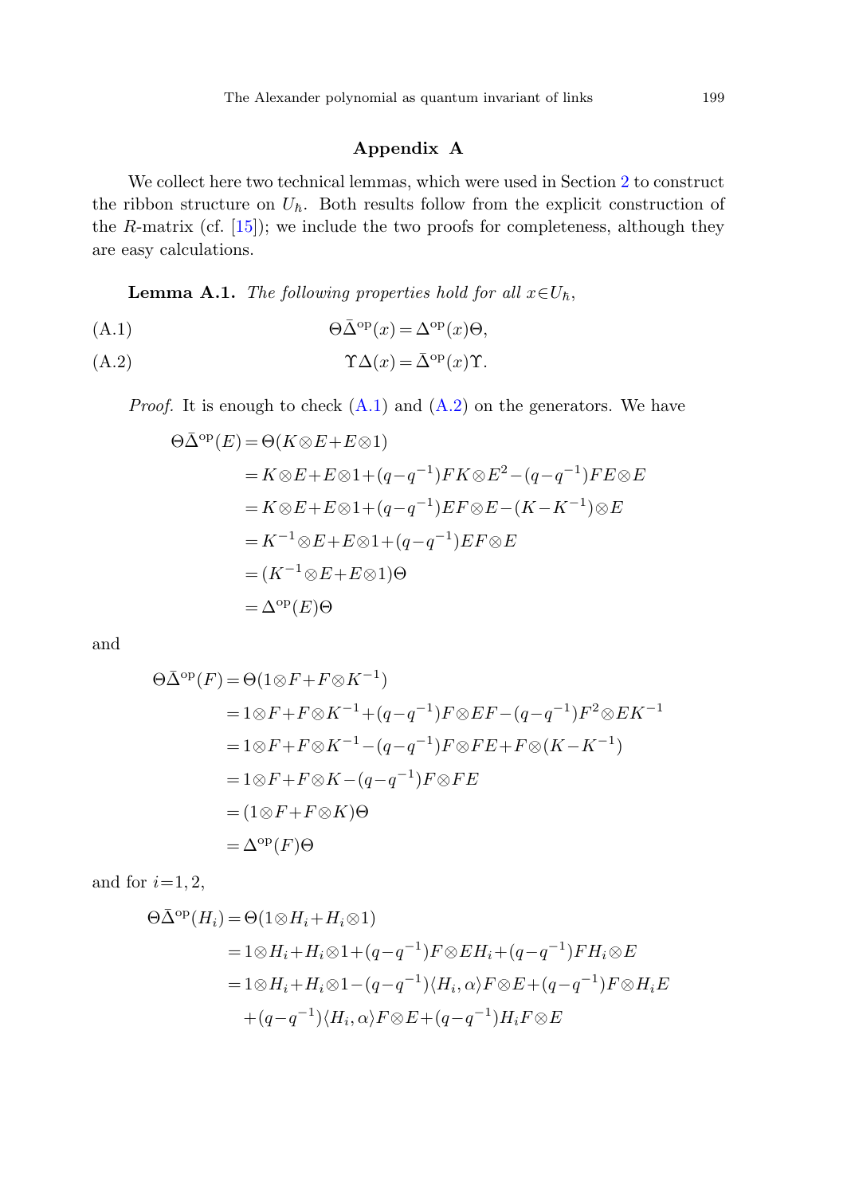## Appendix A

We collect here two technical lemmas, which were used in Section 2 to construct the ribbon structure on $U_\hbar$. Both results follow from the explicit construction of the $R$-matrix (cf. [15]); we include the two proofs for completeness, although they are easy calculations.

**Lemma A.1.** *The following properties hold for all* $x \in U_\hbar$,

$$\Theta \bar{\Delta}^{\mathrm{op}}(x) = \Delta^{\mathrm{op}}(x)\Theta, \tag{A.1}$$

$$\Upsilon \Delta(x) = \bar{\Delta}^{\mathrm{op}}(x)\Upsilon. \tag{A.2}$$

*Proof.* It is enough to check (A.1) and (A.2) on the generators. We have

$$\begin{aligned}
\Theta \bar{\Delta}^{\mathrm{op}}(E) &= \Theta(K \otimes E + E \otimes 1) \\
&= K \otimes E + E \otimes 1 + (q - q^{-1}) FK \otimes E^2 - (q - q^{-1}) FE \otimes E \\
&= K \otimes E + E \otimes 1 + (q - q^{-1}) EF \otimes E - (K - K^{-1}) \otimes E \\
&= K^{-1} \otimes E + E \otimes 1 + (q - q^{-1}) EF \otimes E \\
&= (K^{-1} \otimes E + E \otimes 1)\Theta \\
&= \Delta^{\mathrm{op}}(E)\Theta
\end{aligned}$$

and

$$\begin{aligned}
\Theta \bar{\Delta}^{\mathrm{op}}(F) &= \Theta(1 \otimes F + F \otimes K^{-1}) \\
&= 1 \otimes F + F \otimes K^{-1} + (q - q^{-1}) F \otimes EF - (q - q^{-1}) F^2 \otimes EK^{-1} \\
&= 1 \otimes F + F \otimes K^{-1} - (q - q^{-1}) F \otimes FE + F \otimes (K - K^{-1}) \\
&= 1 \otimes F + F \otimes K - (q - q^{-1}) F \otimes FE \\
&= (1 \otimes F + F \otimes K)\Theta \\
&= \Delta^{\mathrm{op}}(F)\Theta
\end{aligned}$$

and for $i = 1, 2$,

$$\begin{aligned}
\Theta \bar{\Delta}^{\mathrm{op}}(H_i) &= \Theta(1 \otimes H_i + H_i \otimes 1) \\
&= 1 \otimes H_i + H_i \otimes 1 + (q - q^{-1}) F \otimes EH_i + (q - q^{-1}) FH_i \otimes E \\
&= 1 \otimes H_i + H_i \otimes 1 - (q - q^{-1}) \langle H_i, \alpha \rangle F \otimes E + (q - q^{-1}) F \otimes H_i E \\
&\quad + (q - q^{-1}) \langle H_i, \alpha \rangle F \otimes E + (q - q^{-1}) H_i F \otimes E
\end{aligned}$$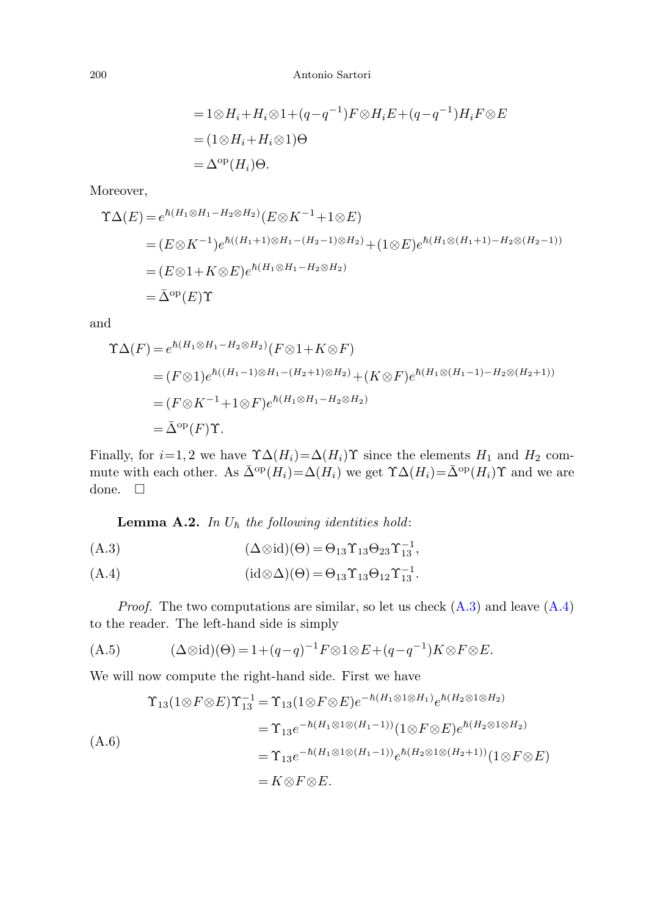$$
\begin{aligned}
&= 1 \otimes H_i + H_i \otimes 1 + (q-q^{-1}) F \otimes H_i E + (q-q^{-1}) H_i F \otimes E \\
&= (1 \otimes H_i + H_i \otimes 1)\Theta \\
&= \Delta^{\mathrm{op}}(H_i)\Theta.
\end{aligned}
$$

Moreover,

$$
\begin{aligned}
\Upsilon\Delta(E) &= e^{\hbar(H_1\otimes H_1 - H_2 \otimes H_2)}(E \otimes K^{-1} + 1 \otimes E) \\
&= (E \otimes K^{-1}) e^{\hbar((H_1+1)\otimes H_1 - (H_2-1)\otimes H_2)} + (1 \otimes E) e^{\hbar(H_1 \otimes (H_1+1) - H_2 \otimes (H_2-1))} \\
&= (E \otimes 1 + K \otimes E) e^{\hbar(H_1 \otimes H_1 - H_2 \otimes H_2)} \\
&= \bar{\Delta}^{\mathrm{op}}(E)\Upsilon
\end{aligned}
$$

and

$$
\begin{aligned}
\Upsilon\Delta(F) &= e^{\hbar(H_1\otimes H_1 - H_2 \otimes H_2)}(F \otimes 1 + K \otimes F) \\
&= (F \otimes 1) e^{\hbar((H_1-1)\otimes H_1 - (H_2+1)\otimes H_2)} + (K \otimes F) e^{\hbar(H_1 \otimes (H_1-1) - H_2 \otimes (H_2+1))} \\
&= (F \otimes K^{-1} + 1 \otimes F) e^{\hbar(H_1 \otimes H_1 - H_2 \otimes H_2)} \\
&= \bar{\Delta}^{\mathrm{op}}(F)\Upsilon.
\end{aligned}
$$

Finally, for $i=1,2$ we have $\Upsilon\Delta(H_i) = \Delta(H_i)\Upsilon$ since the elements $H_1$ and $H_2$ commute with each other. As $\bar{\Delta}^{\mathrm{op}}(H_i) = \Delta(H_i)$ we get $\Upsilon\Delta(H_i) = \bar{\Delta}^{\mathrm{op}}(H_i)\Upsilon$ and we are done. $\square$

**Lemma A.2.** *In $U_\hbar$ the following identities hold*:

$$
(\Delta \otimes \mathrm{id})(\Theta) = \Theta_{13}\Upsilon_{13}\Theta_{23}\Upsilon_{13}^{-1}, \tag{A.3}
$$

$$
(\mathrm{id} \otimes \Delta)(\Theta) = \Theta_{13}\Upsilon_{13}\Theta_{12}\Upsilon_{13}^{-1}. \tag{A.4}
$$

*Proof.* The two computations are similar, so let us check (A.3) and leave (A.4) to the reader. The left-hand side is simply

$$
(\Delta \otimes \mathrm{id})(\Theta) = 1 + (q-q)^{-1} F \otimes 1 \otimes E + (q-q^{-1}) K \otimes F \otimes E. \tag{A.5}
$$

We will now compute the right-hand side. First we have

$$
\begin{aligned}
\Upsilon_{13}(1 \otimes F \otimes E)\Upsilon_{13}^{-1} &= \Upsilon_{13}(1 \otimes F \otimes E) e^{-\hbar(H_1 \otimes 1 \otimes H_1)} e^{\hbar(H_2 \otimes 1 \otimes H_2)} \\
&= \Upsilon_{13} e^{-\hbar(H_1 \otimes 1 \otimes (H_1-1))}(1 \otimes F \otimes E) e^{\hbar(H_2 \otimes 1 \otimes H_2)} \\
&= \Upsilon_{13} e^{-\hbar(H_1 \otimes 1 \otimes (H_1-1))} e^{\hbar(H_2 \otimes 1 \otimes (H_2+1))}(1 \otimes F \otimes E) \\
&= K \otimes F \otimes E.
\end{aligned} \tag{A.6}
$$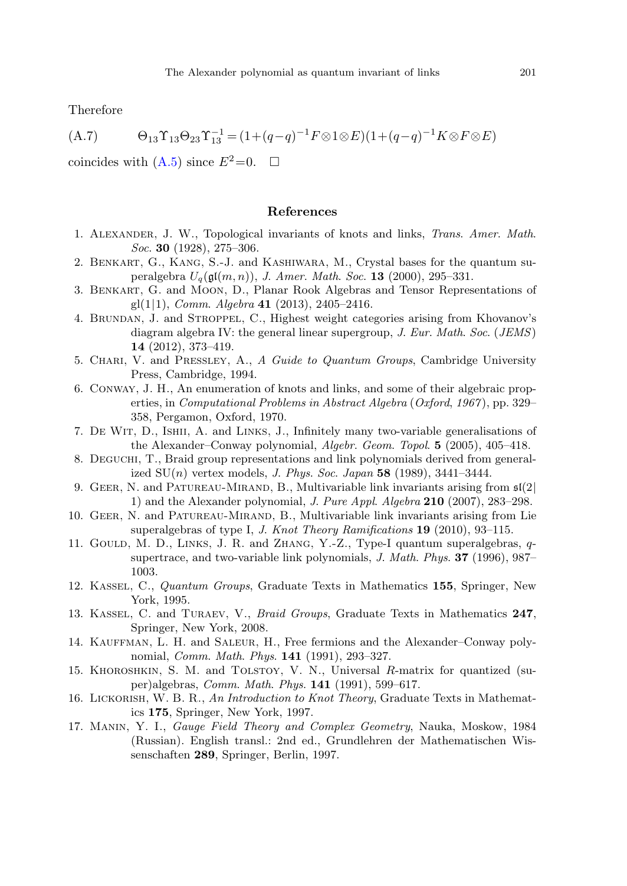Therefore

$$\Theta_{13}\Upsilon_{13}\Theta_{23}\Upsilon_{13}^{-1} = (1+(q-q)^{-1}F\otimes 1\otimes E)(1+(q-q)^{-1}K\otimes F\otimes E) \tag{A.7}$$

coincides with (A.5) since $E^2=0$. $\square$

## References

1. Alexander, J. W., Topological invariants of knots and links, *Trans. Amer. Math. Soc.* **30** (1928), 275–306.
2. Benkart, G., Kang, S.-J. and Kashiwara, M., Crystal bases for the quantum superalgebra $U_q(\mathfrak{gl}(m,n))$, *J. Amer. Math. Soc.* **13** (2000), 295–331.
3. Benkart, G. and Moon, D., Planar Rook Algebras and Tensor Representations of gl(1|1), *Comm. Algebra* **41** (2013), 2405–2416.
4. Brundan, J. and Stroppel, C., Highest weight categories arising from Khovanov's diagram algebra IV: the general linear supergroup, *J. Eur. Math. Soc.* (*JEMS*) **14** (2012), 373–419.
5. Chari, V. and Pressley, A., *A Guide to Quantum Groups*, Cambridge University Press, Cambridge, 1994.
6. Conway, J. H., An enumeration of knots and links, and some of their algebraic properties, in *Computational Problems in Abstract Algebra* (*Oxford*, *1967*), pp. 329–358, Pergamon, Oxford, 1970.
7. De Wit, D., Ishii, A. and Links, J., Infinitely many two-variable generalisations of the Alexander–Conway polynomial, *Algebr. Geom. Topol.* **5** (2005), 405–418.
8. Deguchi, T., Braid group representations and link polynomials derived from generalized SU($n$) vertex models, *J. Phys. Soc. Japan* **58** (1989), 3441–3444.
9. Geer, N. and Patureau-Mirand, B., Multivariable link invariants arising from $\mathfrak{sl}(2|1)$ and the Alexander polynomial, *J. Pure Appl. Algebra* **210** (2007), 283–298.
10. Geer, N. and Patureau-Mirand, B., Multivariable link invariants arising from Lie superalgebras of type I, *J. Knot Theory Ramifications* **19** (2010), 93–115.
11. Gould, M. D., Links, J. R. and Zhang, Y.-Z., Type-I quantum superalgebras, $q$-supertrace, and two-variable link polynomials, *J. Math. Phys.* **37** (1996), 987–1003.
12. Kassel, C., *Quantum Groups*, Graduate Texts in Mathematics **155**, Springer, New York, 1995.
13. Kassel, C. and Turaev, V., *Braid Groups*, Graduate Texts in Mathematics **247**, Springer, New York, 2008.
14. Kauffman, L. H. and Saleur, H., Free fermions and the Alexander–Conway polynomial, *Comm. Math. Phys.* **141** (1991), 293–327.
15. Khoroshkin, S. M. and Tolstoy, V. N., Universal $R$-matrix for quantized (super)algebras, *Comm. Math. Phys.* **141** (1991), 599–617.
16. Lickorish, W. B. R., *An Introduction to Knot Theory*, Graduate Texts in Mathematics **175**, Springer, New York, 1997.
17. Manin, Y. I., *Gauge Field Theory and Complex Geometry*, Nauka, Moskow, 1984 (Russian). English transl.: 2nd ed., Grundlehren der Mathematischen Wissenschaften **289**, Springer, Berlin, 1997.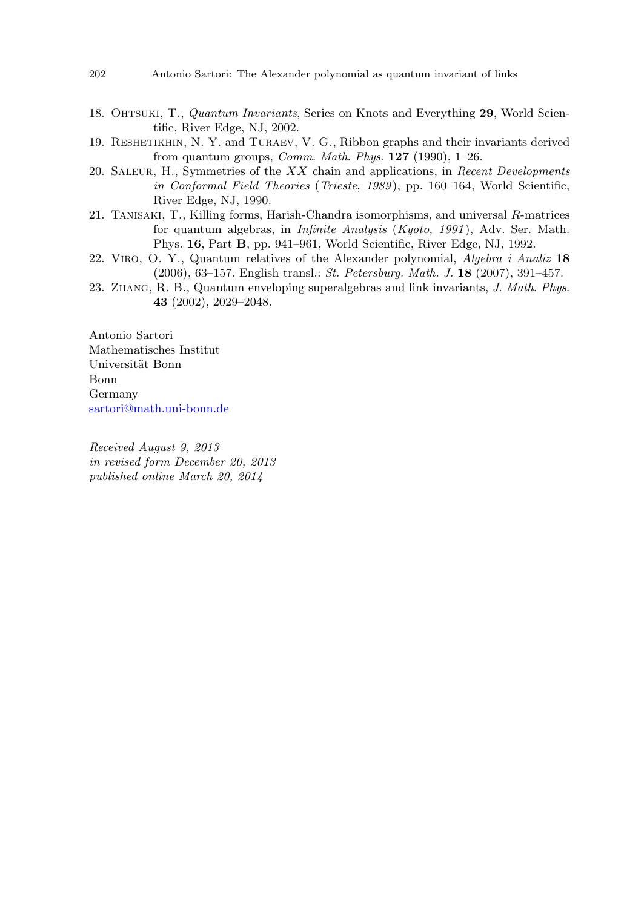18. Ohtsuki, T., *Quantum Invariants*, Series on Knots and Everything **29**, World Scientific, River Edge, NJ, 2002.
19. Reshetikhin, N. Y. and Turaev, V. G., Ribbon graphs and their invariants derived from quantum groups, *Comm. Math. Phys.* **127** (1990), 1–26.
20. Saleur, H., Symmetries of the $XX$ chain and applications, in *Recent Developments in Conformal Field Theories* (*Trieste*, *1989*), pp. 160–164, World Scientific, River Edge, NJ, 1990.
21. Tanisaki, T., Killing forms, Harish-Chandra isomorphisms, and universal $R$-matrices for quantum algebras, in *Infinite Analysis* (*Kyoto*, *1991*), Adv. Ser. Math. Phys. **16**, Part **B**, pp. 941–961, World Scientific, River Edge, NJ, 1992.
22. Viro, O. Y., Quantum relatives of the Alexander polynomial, *Algebra i Analiz* **18** (2006), 63–157. English transl.: *St. Petersburg. Math. J.* **18** (2007), 391–457.
23. Zhang, R. B., Quantum enveloping superalgebras and link invariants, *J. Math. Phys.* **43** (2002), 2029–2048.

Antonio Sartori
Mathematisches Institut
Universität Bonn
Bonn
Germany
sartori@math.uni-bonn.de

*Received August 9, 2013*
*in revised form December 20, 2013*
*published online March 20, 2014*